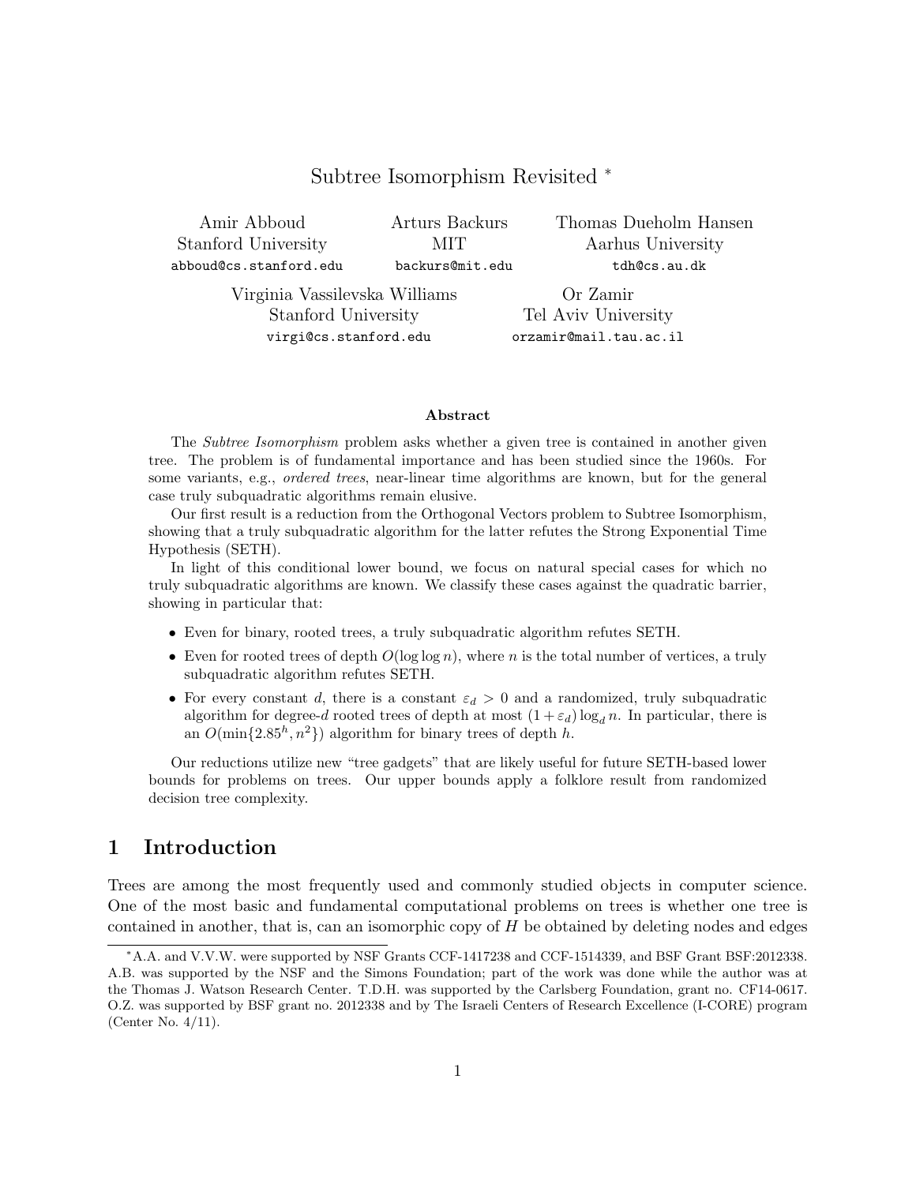# Subtree Isomorphism Revisited *

Amir Abboud
Stanford University
abboud@cs.stanford.edu

Arturs Backurs
MIT
backurs@mit.edu

Thomas Dueholm Hansen
Aarhus University
tdh@cs.au.dk

Virginia Vassilevska Williams
Stanford University
virgi@cs.stanford.edu

Or Zamir
Tel Aviv University
orzamir@mail.tau.ac.il

### Abstract

The *Subtree Isomorphism* problem asks whether a given tree is contained in another given tree. The problem is of fundamental importance and has been studied since the 1960s. For some variants, e.g., *ordered trees*, near-linear time algorithms are known, but for the general case truly subquadratic algorithms remain elusive.

Our first result is a reduction from the Orthogonal Vectors problem to Subtree Isomorphism, showing that a truly subquadratic algorithm for the latter refutes the Strong Exponential Time Hypothesis (SETH).

In light of this conditional lower bound, we focus on natural special cases for which no truly subquadratic algorithms are known. We classify these cases against the quadratic barrier, showing in particular that:

- Even for binary, rooted trees, a truly subquadratic algorithm refutes SETH.
- Even for rooted trees of depth $O(\log \log n)$, where $n$ is the total number of vertices, a truly subquadratic algorithm refutes SETH.
- For every constant $d$, there is a constant $\varepsilon_d > 0$ and a randomized, truly subquadratic algorithm for degree-$d$ rooted trees of depth at most $(1 + \varepsilon_d) \log_d n$. In particular, there is an $O(\min\{2.85^h, n^2\})$ algorithm for binary trees of depth $h$.

Our reductions utilize new "tree gadgets" that are likely useful for future SETH-based lower bounds for problems on trees. Our upper bounds apply a folklore result from randomized decision tree complexity.

## 1 Introduction

Trees are among the most frequently used and commonly studied objects in computer science. One of the most basic and fundamental computational problems on trees is whether one tree is contained in another, that is, can an isomorphic copy of $H$ be obtained by deleting nodes and edges

---

*A.A. and V.V.W. were supported by NSF Grants CCF-1417238 and CCF-1514339, and BSF Grant BSF:2012338. A.B. was supported by the NSF and the Simons Foundation; part of the work was done while the author was at the Thomas J. Watson Research Center. T.D.H. was supported by the Carlsberg Foundation, grant no. CF14-0617. O.Z. was supported by BSF grant no. 2012338 and by The Israeli Centers of Research Excellence (I-CORE) program (Center No. 4/11).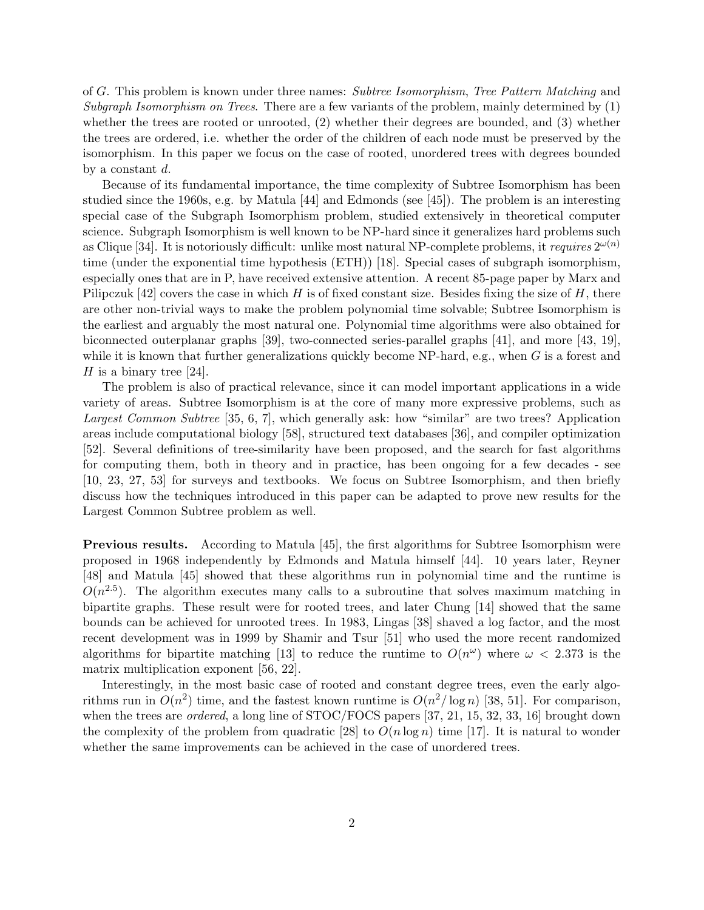of $G$. This problem is known under three names: *Subtree Isomorphism*, *Tree Pattern Matching* and *Subgraph Isomorphism on Trees*. There are a few variants of the problem, mainly determined by (1) whether the trees are rooted or unrooted, (2) whether their degrees are bounded, and (3) whether the trees are ordered, i.e. whether the order of the children of each node must be preserved by the isomorphism. In this paper we focus on the case of rooted, unordered trees with degrees bounded by a constant $d$.

Because of its fundamental importance, the time complexity of Subtree Isomorphism has been studied since the 1960s, e.g. by Matula [44] and Edmonds (see [45]). The problem is an interesting special case of the Subgraph Isomorphism problem, studied extensively in theoretical computer science. Subgraph Isomorphism is well known to be NP-hard since it generalizes hard problems such as Clique [34]. It is notoriously difficult: unlike most natural NP-complete problems, it *requires* $2^{\omega(n)}$ time (under the exponential time hypothesis (ETH)) [18]. Special cases of subgraph isomorphism, especially ones that are in P, have received extensive attention. A recent 85-page paper by Marx and Pilipczuk [42] covers the case in which $H$ is of fixed constant size. Besides fixing the size of $H$, there are other non-trivial ways to make the problem polynomial time solvable; Subtree Isomorphism is the earliest and arguably the most natural one. Polynomial time algorithms were also obtained for biconnected outerplanar graphs [39], two-connected series-parallel graphs [41], and more [43, 19], while it is known that further generalizations quickly become NP-hard, e.g., when $G$ is a forest and $H$ is a binary tree [24].

The problem is also of practical relevance, since it can model important applications in a wide variety of areas. Subtree Isomorphism is at the core of many more expressive problems, such as *Largest Common Subtree* [35, 6, 7], which generally ask: how "similar" are two trees? Application areas include computational biology [58], structured text databases [36], and compiler optimization [52]. Several definitions of tree-similarity have been proposed, and the search for fast algorithms for computing them, both in theory and in practice, has been ongoing for a few decades - see [10, 23, 27, 53] for surveys and textbooks. We focus on Subtree Isomorphism, and then briefly discuss how the techniques introduced in this paper can be adapted to prove new results for the Largest Common Subtree problem as well.

**Previous results.** According to Matula [45], the first algorithms for Subtree Isomorphism were proposed in 1968 independently by Edmonds and Matula himself [44]. 10 years later, Reyner [48] and Matula [45] showed that these algorithms run in polynomial time and the runtime is $O(n^{2.5})$. The algorithm executes many calls to a subroutine that solves maximum matching in bipartite graphs. These result were for rooted trees, and later Chung [14] showed that the same bounds can be achieved for unrooted trees. In 1983, Lingas [38] shaved a log factor, and the most recent development was in 1999 by Shamir and Tsur [51] who used the more recent randomized algorithms for bipartite matching [13] to reduce the runtime to $O(n^\omega)$ where $\omega < 2.373$ is the matrix multiplication exponent [56, 22].

Interestingly, in the most basic case of rooted and constant degree trees, even the early algorithms run in $O(n^2)$ time, and the fastest known runtime is $O(n^2/\log n)$ [38, 51]. For comparison, when the trees are *ordered*, a long line of STOC/FOCS papers [37, 21, 15, 32, 33, 16] brought down the complexity of the problem from quadratic [28] to $O(n \log n)$ time [17]. It is natural to wonder whether the same improvements can be achieved in the case of unordered trees.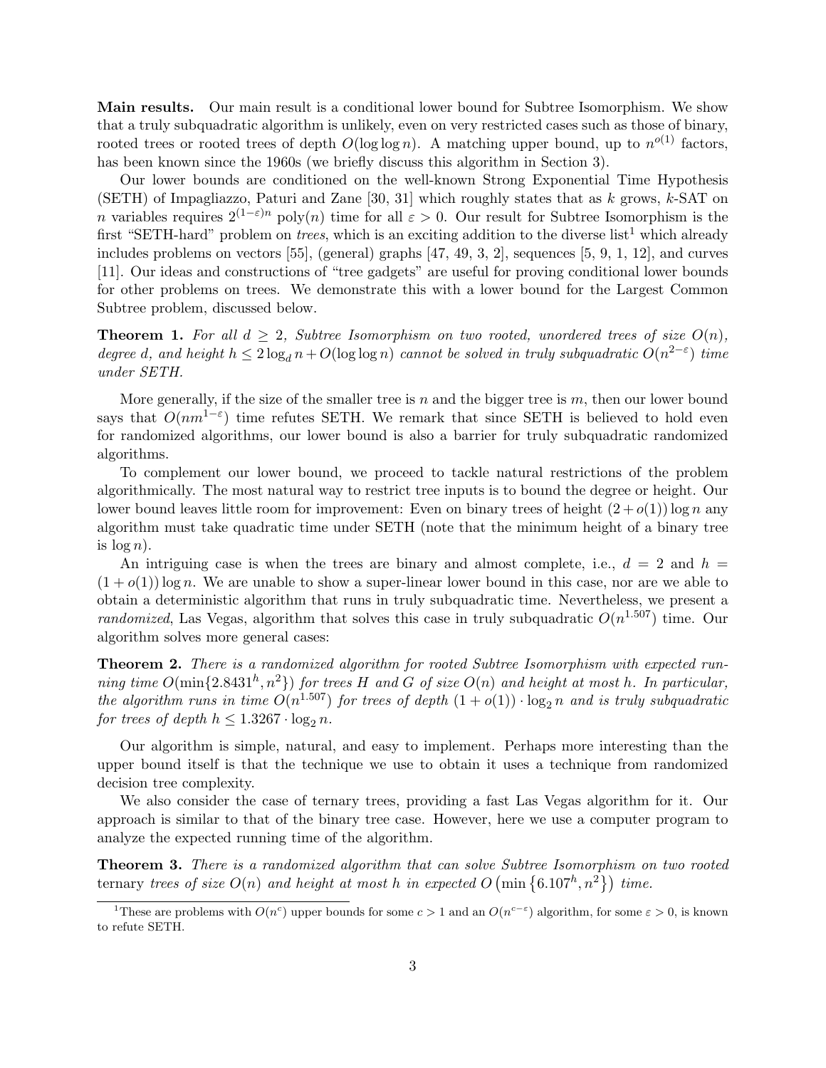**Main results.** Our main result is a conditional lower bound for Subtree Isomorphism. We show that a truly subquadratic algorithm is unlikely, even on very restricted cases such as those of binary, rooted trees or rooted trees of depth $O(\log \log n)$. A matching upper bound, up to $n^{o(1)}$ factors, has been known since the 1960s (we briefly discuss this algorithm in Section 3).

Our lower bounds are conditioned on the well-known Strong Exponential Time Hypothesis (SETH) of Impagliazzo, Paturi and Zane [30, 31] which roughly states that as $k$ grows, $k$-SAT on $n$ variables requires $2^{(1-\varepsilon)n} \operatorname{poly}(n)$ time for all $\varepsilon > 0$. Our result for Subtree Isomorphism is the first "SETH-hard" problem on *trees*, which is an exciting addition to the diverse list[1] which already includes problems on vectors [55], (general) graphs [47, 49, 3, 2], sequences [5, 9, 1, 12], and curves [11]. Our ideas and constructions of "tree gadgets" are useful for proving conditional lower bounds for other problems on trees. We demonstrate this with a lower bound for the Largest Common Subtree problem, discussed below.

**Theorem 1.** *For all $d \geq 2$, Subtree Isomorphism on two rooted, unordered trees of size $O(n)$, degree $d$, and height $h \leq 2\log_d n + O(\log\log n)$ cannot be solved in truly subquadratic $O(n^{2-\varepsilon})$ time under SETH.*

More generally, if the size of the smaller tree is $n$ and the bigger tree is $m$, then our lower bound says that $O(nm^{1-\varepsilon})$ time refutes SETH. We remark that since SETH is believed to hold even for randomized algorithms, our lower bound is also a barrier for truly subquadratic randomized algorithms.

To complement our lower bound, we proceed to tackle natural restrictions of the problem algorithmically. The most natural way to restrict tree inputs is to bound the degree or height. Our lower bound leaves little room for improvement: Even on binary trees of height $(2 + o(1))\log n$ any algorithm must take quadratic time under SETH (note that the minimum height of a binary tree is $\log n$).

An intriguing case is when the trees are binary and almost complete, i.e., $d = 2$ and $h = (1 + o(1))\log n$. We are unable to show a super-linear lower bound in this case, nor are we able to obtain a deterministic algorithm that runs in truly subquadratic time. Nevertheless, we present a *randomized*, Las Vegas, algorithm that solves this case in truly subquadratic $O(n^{1.507})$ time. Our algorithm solves more general cases:

**Theorem 2.** *There is a randomized algorithm for rooted Subtree Isomorphism with expected running time $O(\min\{2.8431^h, n^2\})$ for trees $H$ and $G$ of size $O(n)$ and height at most $h$. In particular, the algorithm runs in time $O(n^{1.507})$ for trees of depth $(1 + o(1)) \cdot \log_2 n$ and is truly subquadratic for trees of depth $h \leq 1.3267 \cdot \log_2 n$.*

Our algorithm is simple, natural, and easy to implement. Perhaps more interesting than the upper bound itself is that the technique we use to obtain it uses a technique from randomized decision tree complexity.

We also consider the case of ternary trees, providing a fast Las Vegas algorithm for it. Our approach is similar to that of the binary tree case. However, here we use a computer program to analyze the expected running time of the algorithm.

**Theorem 3.** *There is a randomized algorithm that can solve Subtree Isomorphism on two rooted ternary trees of size $O(n)$ and height at most $h$ in expected $O\left(\min\left\{6.107^h, n^2\right\}\right)$ time.*

[1] These are problems with $O(n^c)$ upper bounds for some $c > 1$ and an $O(n^{c-\varepsilon})$ algorithm, for some $\varepsilon > 0$, is known to refute SETH.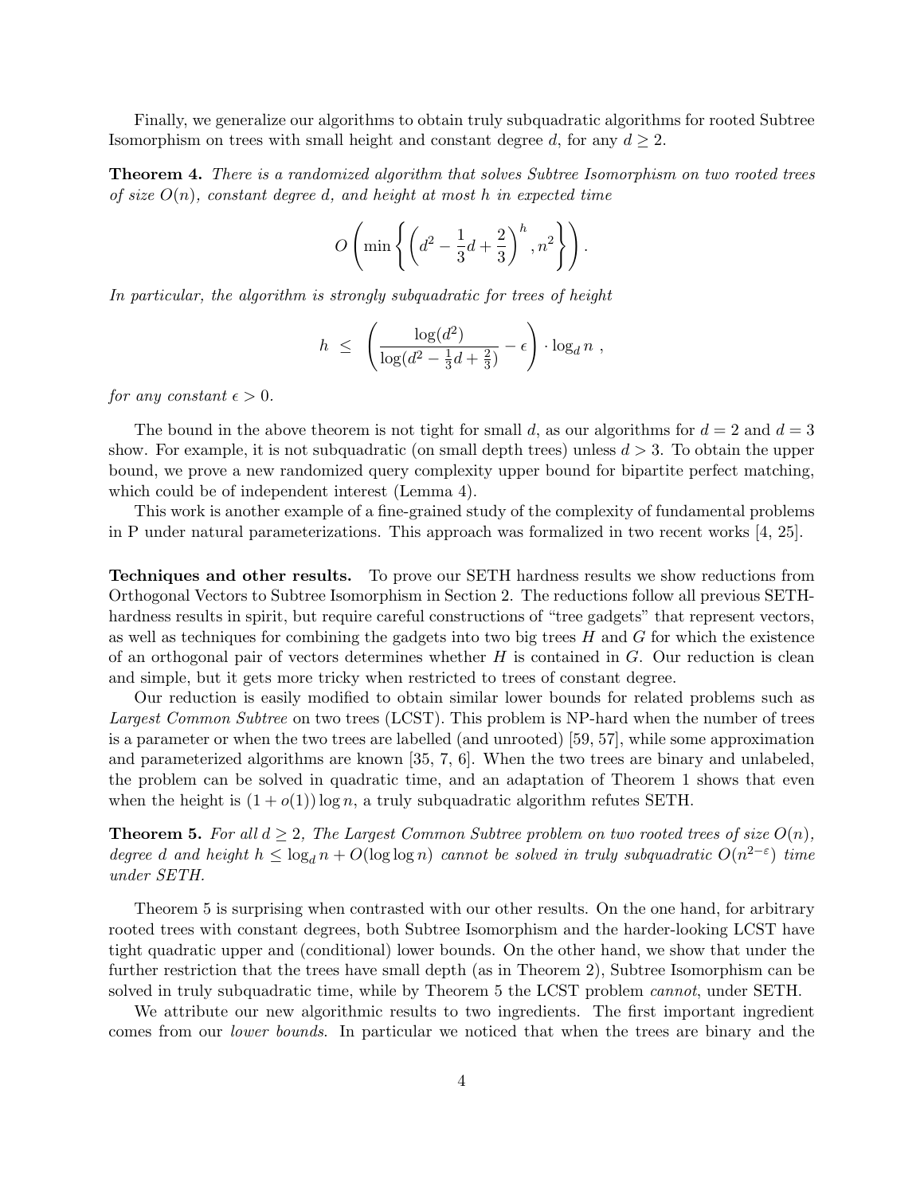Finally, we generalize our algorithms to obtain truly subquadratic algorithms for rooted Subtree Isomorphism on trees with small height and constant degree $d$, for any $d \geq 2$.

**Theorem 4.** *There is a randomized algorithm that solves Subtree Isomorphism on two rooted trees of size $O(n)$, constant degree $d$, and height at most $h$ in expected time*

$$O\left(\min\left\{\left(d^2 - \frac{1}{3}d + \frac{2}{3}\right)^h, n^2\right\}\right).$$

*In particular, the algorithm is strongly subquadratic for trees of height*

$$h \;\leq\; \left(\frac{\log(d^2)}{\log(d^2 - \frac{1}{3}d + \frac{2}{3})} - \epsilon\right) \cdot \log_d n\ ,$$

*for any constant $\epsilon > 0$.*

The bound in the above theorem is not tight for small $d$, as our algorithms for $d = 2$ and $d = 3$ show. For example, it is not subquadratic (on small depth trees) unless $d > 3$. To obtain the upper bound, we prove a new randomized query complexity upper bound for bipartite perfect matching, which could be of independent interest (Lemma 4).

This work is another example of a fine-grained study of the complexity of fundamental problems in P under natural parameterizations. This approach was formalized in two recent works [4, 25].

**Techniques and other results.** To prove our SETH hardness results we show reductions from Orthogonal Vectors to Subtree Isomorphism in Section 2. The reductions follow all previous SETH-hardness results in spirit, but require careful constructions of "tree gadgets" that represent vectors, as well as techniques for combining the gadgets into two big trees $H$ and $G$ for which the existence of an orthogonal pair of vectors determines whether $H$ is contained in $G$. Our reduction is clean and simple, but it gets more tricky when restricted to trees of constant degree.

Our reduction is easily modified to obtain similar lower bounds for related problems such as *Largest Common Subtree* on two trees (LCST). This problem is NP-hard when the number of trees is a parameter or when the two trees are labelled (and unrooted) [59, 57], while some approximation and parameterized algorithms are known [35, 7, 6]. When the two trees are binary and unlabeled, the problem can be solved in quadratic time, and an adaptation of Theorem 1 shows that even when the height is $(1 + o(1)) \log n$, a truly subquadratic algorithm refutes SETH.

**Theorem 5.** *For all $d \geq 2$, The Largest Common Subtree problem on two rooted trees of size $O(n)$, degree $d$ and height $h \leq \log_d n + O(\log \log n)$ cannot be solved in truly subquadratic $O(n^{2-\varepsilon})$ time under SETH.*

Theorem 5 is surprising when contrasted with our other results. On the one hand, for arbitrary rooted trees with constant degrees, both Subtree Isomorphism and the harder-looking LCST have tight quadratic upper and (conditional) lower bounds. On the other hand, we show that under the further restriction that the trees have small depth (as in Theorem 2), Subtree Isomorphism can be solved in truly subquadratic time, while by Theorem 5 the LCST problem *cannot*, under SETH.

We attribute our new algorithmic results to two ingredients. The first important ingredient comes from our *lower bounds*. In particular we noticed that when the trees are binary and the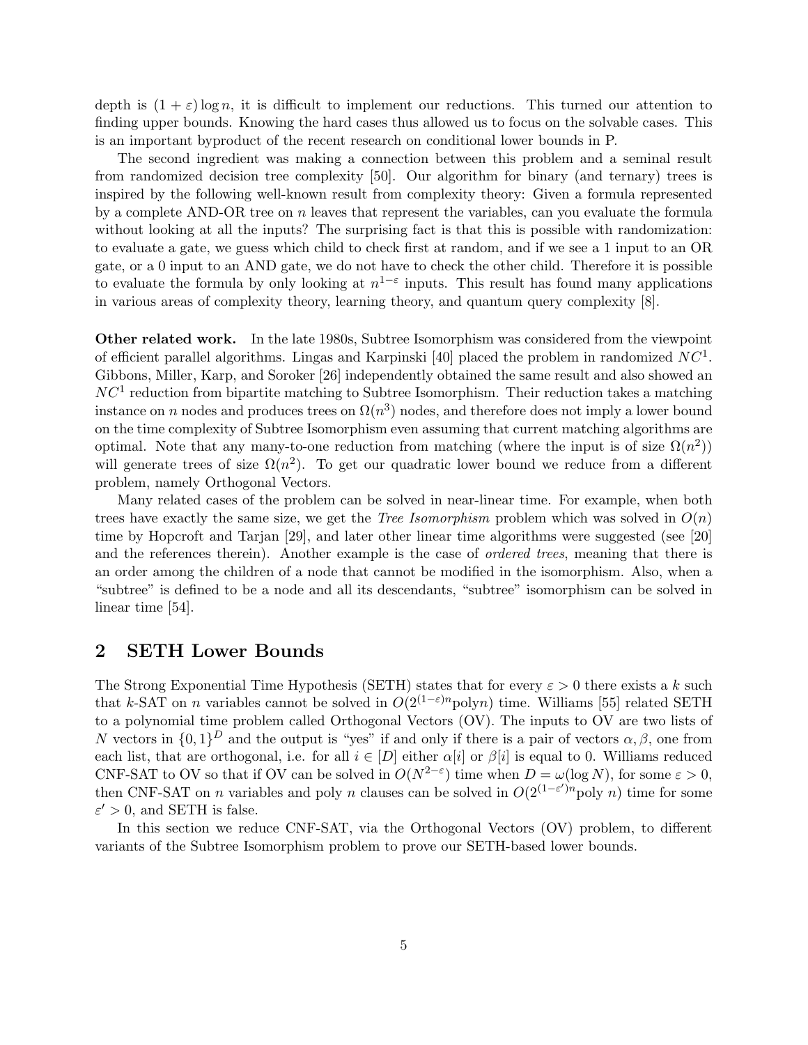depth is $(1 + \varepsilon) \log n$, it is difficult to implement our reductions. This turned our attention to finding upper bounds. Knowing the hard cases thus allowed us to focus on the solvable cases. This is an important byproduct of the recent research on conditional lower bounds in P.

The second ingredient was making a connection between this problem and a seminal result from randomized decision tree complexity [50]. Our algorithm for binary (and ternary) trees is inspired by the following well-known result from complexity theory: Given a formula represented by a complete AND-OR tree on $n$ leaves that represent the variables, can you evaluate the formula without looking at all the inputs? The surprising fact is that this is possible with randomization: to evaluate a gate, we guess which child to check first at random, and if we see a 1 input to an OR gate, or a 0 input to an AND gate, we do not have to check the other child. Therefore it is possible to evaluate the formula by only looking at $n^{1-\varepsilon}$ inputs. This result has found many applications in various areas of complexity theory, learning theory, and quantum query complexity [8].

**Other related work.** In the late 1980s, Subtree Isomorphism was considered from the viewpoint of efficient parallel algorithms. Lingas and Karpinski [40] placed the problem in randomized $NC^1$. Gibbons, Miller, Karp, and Soroker [26] independently obtained the same result and also showed an $NC^1$ reduction from bipartite matching to Subtree Isomorphism. Their reduction takes a matching instance on $n$ nodes and produces trees on $\Omega(n^3)$ nodes, and therefore does not imply a lower bound on the time complexity of Subtree Isomorphism even assuming that current matching algorithms are optimal. Note that any many-to-one reduction from matching (where the input is of size $\Omega(n^2)$) will generate trees of size $\Omega(n^2)$. To get our quadratic lower bound we reduce from a different problem, namely Orthogonal Vectors.

Many related cases of the problem can be solved in near-linear time. For example, when both trees have exactly the same size, we get the *Tree Isomorphism* problem which was solved in $O(n)$ time by Hopcroft and Tarjan [29], and later other linear time algorithms were suggested (see [20] and the references therein). Another example is the case of *ordered trees*, meaning that there is an order among the children of a node that cannot be modified in the isomorphism. Also, when a "subtree" is defined to be a node and all its descendants, "subtree" isomorphism can be solved in linear time [54].

## 2 SETH Lower Bounds

The Strong Exponential Time Hypothesis (SETH) states that for every $\varepsilon > 0$ there exists a $k$ such that $k$-SAT on $n$ variables cannot be solved in $O(2^{(1-\varepsilon)n}\text{poly}n)$ time. Williams [55] related SETH to a polynomial time problem called Orthogonal Vectors (OV). The inputs to OV are two lists of $N$ vectors in $\{0,1\}^D$ and the output is "yes" if and only if there is a pair of vectors $\alpha, \beta$, one from each list, that are orthogonal, i.e. for all $i \in [D]$ either $\alpha[i]$ or $\beta[i]$ is equal to 0. Williams reduced CNF-SAT to OV so that if OV can be solved in $O(N^{2-\varepsilon})$ time when $D = \omega(\log N)$, for some $\varepsilon > 0$, then CNF-SAT on $n$ variables and poly $n$ clauses can be solved in $O(2^{(1-\varepsilon')n}\text{poly } n)$ time for some $\varepsilon' > 0$, and SETH is false.

In this section we reduce CNF-SAT, via the Orthogonal Vectors (OV) problem, to different variants of the Subtree Isomorphism problem to prove our SETH-based lower bounds.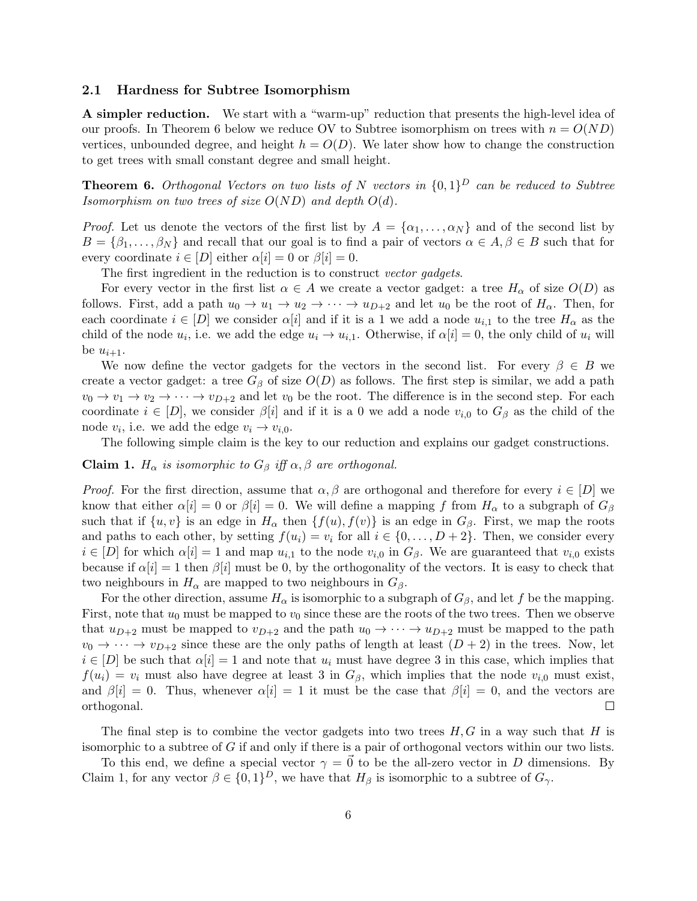### 2.1 Hardness for Subtree Isomorphism

**A simpler reduction.** We start with a "warm-up" reduction that presents the high-level idea of our proofs. In Theorem 6 below we reduce OV to Subtree isomorphism on trees with $n = O(ND)$ vertices, unbounded degree, and height $h = O(D)$. We later show how to change the construction to get trees with small constant degree and small height.

**Theorem 6.** *Orthogonal Vectors on two lists of $N$ vectors in $\{0,1\}^D$ can be reduced to Subtree Isomorphism on two trees of size $O(ND)$ and depth $O(d)$.*

*Proof.* Let us denote the vectors of the first list by $A = \{\alpha_1, \dots, \alpha_N\}$ and of the second list by $B = \{\beta_1, \dots, \beta_N\}$ and recall that our goal is to find a pair of vectors $\alpha \in A, \beta \in B$ such that for every coordinate $i \in [D]$ either $\alpha[i] = 0$ or $\beta[i] = 0$.

The first ingredient in the reduction is to construct *vector gadgets*.

For every vector in the first list $\alpha \in A$ we create a vector gadget: a tree $H_\alpha$ of size $O(D)$ as follows. First, add a path $u_0 \to u_1 \to u_2 \to \cdots \to u_{D+2}$ and let $u_0$ be the root of $H_\alpha$. Then, for each coordinate $i \in [D]$ we consider $\alpha[i]$ and if it is a 1 we add a node $u_{i,1}$ to the tree $H_\alpha$ as the child of the node $u_i$, i.e. we add the edge $u_i \to u_{i,1}$. Otherwise, if $\alpha[i] = 0$, the only child of $u_i$ will be $u_{i+1}$.

We now define the vector gadgets for the vectors in the second list. For every $\beta \in B$ we create a vector gadget: a tree $G_\beta$ of size $O(D)$ as follows. The first step is similar, we add a path $v_0 \to v_1 \to v_2 \to \cdots \to v_{D+2}$ and let $v_0$ be the root. The difference is in the second step. For each coordinate $i \in [D]$, we consider $\beta[i]$ and if it is a 0 we add a node $v_{i,0}$ to $G_\beta$ as the child of the node $v_i$, i.e. we add the edge $v_i \to v_{i,0}$.

The following simple claim is the key to our reduction and explains our gadget constructions.

**Claim 1.** *$H_\alpha$ is isomorphic to $G_\beta$ iff $\alpha, \beta$ are orthogonal.*

*Proof.* For the first direction, assume that $\alpha, \beta$ are orthogonal and therefore for every $i \in [D]$ we know that either $\alpha[i] = 0$ or $\beta[i] = 0$. We will define a mapping $f$ from $H_\alpha$ to a subgraph of $G_\beta$ such that if $\{u, v\}$ is an edge in $H_\alpha$ then $\{f(u), f(v)\}$ is an edge in $G_\beta$. First, we map the roots and paths to each other, by setting $f(u_i) = v_i$ for all $i \in \{0, \dots, D+2\}$. Then, we consider every $i \in [D]$ for which $\alpha[i] = 1$ and map $u_{i,1}$ to the node $v_{i,0}$ in $G_\beta$. We are guaranteed that $v_{i,0}$ exists because if $\alpha[i] = 1$ then $\beta[i]$ must be 0, by the orthogonality of the vectors. It is easy to check that two neighbours in $H_\alpha$ are mapped to two neighbours in $G_\beta$.

For the other direction, assume $H_\alpha$ is isomorphic to a subgraph of $G_\beta$, and let $f$ be the mapping. First, note that $u_0$ must be mapped to $v_0$ since these are the roots of the two trees. Then we observe that $u_{D+2}$ must be mapped to $v_{D+2}$ and the path $u_0 \to \cdots \to u_{D+2}$ must be mapped to the path $v_0 \to \cdots \to v_{D+2}$ since these are the only paths of length at least $(D+2)$ in the trees. Now, let $i \in [D]$ be such that $\alpha[i] = 1$ and note that $u_i$ must have degree 3 in this case, which implies that $f(u_i) = v_i$ must also have degree at least 3 in $G_\beta$, which implies that the node $v_{i,0}$ must exist, and $\beta[i] = 0$. Thus, whenever $\alpha[i] = 1$ it must be the case that $\beta[i] = 0$, and the vectors are orthogonal. □

The final step is to combine the vector gadgets into two trees $H, G$ in a way such that $H$ is isomorphic to a subtree of $G$ if and only if there is a pair of orthogonal vectors within our two lists.

To this end, we define a special vector $\gamma = \vec{0}$ to be the all-zero vector in $D$ dimensions. By Claim 1, for any vector $\beta \in \{0,1\}^D$, we have that $H_\beta$ is isomorphic to a subtree of $G_\gamma$.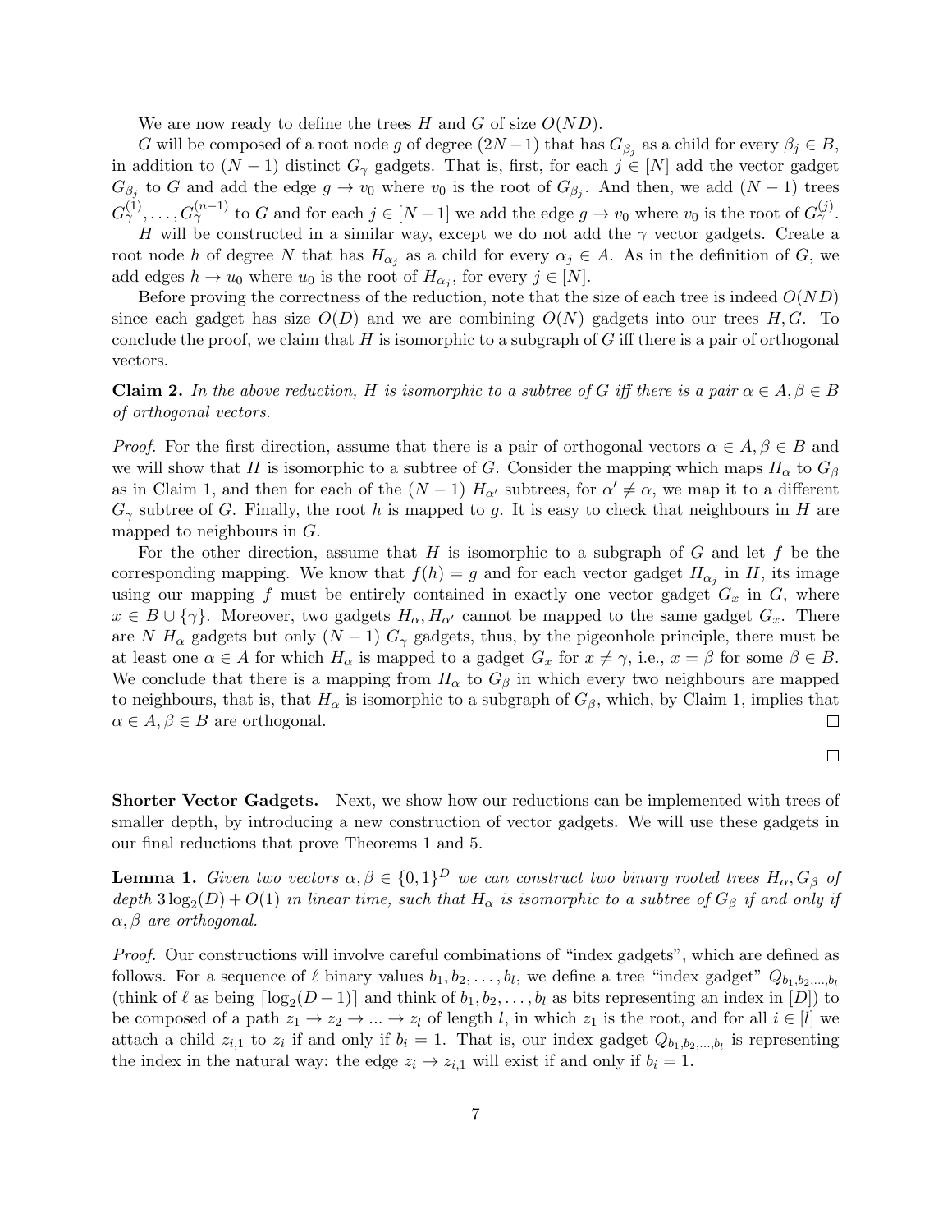We are now ready to define the trees $H$ and $G$ of size $O(ND)$.

$G$ will be composed of a root node $g$ of degree $(2N-1)$ that has $G_{\beta_j}$ as a child for every $\beta_j \in B$, in addition to $(N-1)$ distinct $G_\gamma$ gadgets. That is, first, for each $j \in [N]$ add the vector gadget $G_{\beta_j}$ to $G$ and add the edge $g \to v_0$ where $v_0$ is the root of $G_{\beta_j}$. And then, we add $(N-1)$ trees $G_\gamma^{(1)}, \ldots, G_\gamma^{(n-1)}$ to $G$ and for each $j \in [N-1]$ we add the edge $g \to v_0$ where $v_0$ is the root of $G_\gamma^{(j)}$.

$H$ will be constructed in a similar way, except we do not add the $\gamma$ vector gadgets. Create a root node $h$ of degree $N$ that has $H_{\alpha_j}$ as a child for every $\alpha_j \in A$. As in the definition of $G$, we add edges $h \to u_0$ where $u_0$ is the root of $H_{\alpha_j}$, for every $j \in [N]$.

Before proving the correctness of the reduction, note that the size of each tree is indeed $O(ND)$ since each gadget has size $O(D)$ and we are combining $O(N)$ gadgets into our trees $H, G$. To conclude the proof, we claim that $H$ is isomorphic to a subgraph of $G$ iff there is a pair of orthogonal vectors.

**Claim 2.** *In the above reduction, $H$ is isomorphic to a subtree of $G$ iff there is a pair $\alpha \in A, \beta \in B$ of orthogonal vectors.*

*Proof.* For the first direction, assume that there is a pair of orthogonal vectors $\alpha \in A, \beta \in B$ and we will show that $H$ is isomorphic to a subtree of $G$. Consider the mapping which maps $H_\alpha$ to $G_\beta$ as in Claim 1, and then for each of the $(N-1)$ $H_{\alpha'}$ subtrees, for $\alpha' \neq \alpha$, we map it to a different $G_\gamma$ subtree of $G$. Finally, the root $h$ is mapped to $g$. It is easy to check that neighbours in $H$ are mapped to neighbours in $G$.

For the other direction, assume that $H$ is isomorphic to a subgraph of $G$ and let $f$ be the corresponding mapping. We know that $f(h) = g$ and for each vector gadget $H_{\alpha_j}$ in $H$, its image using our mapping $f$ must be entirely contained in exactly one vector gadget $G_x$ in $G$, where $x \in B \cup \{\gamma\}$. Moreover, two gadgets $H_\alpha, H_{\alpha'}$ cannot be mapped to the same gadget $G_x$. There are $N$ $H_\alpha$ gadgets but only $(N-1)$ $G_\gamma$ gadgets, thus, by the pigeonhole principle, there must be at least one $\alpha \in A$ for which $H_\alpha$ is mapped to a gadget $G_x$ for $x \neq \gamma$, i.e., $x = \beta$ for some $\beta \in B$. We conclude that there is a mapping from $H_\alpha$ to $G_\beta$ in which every two neighbours are mapped to neighbours, that is, that $H_\alpha$ is isomorphic to a subgraph of $G_\beta$, which, by Claim 1, implies that $\alpha \in A, \beta \in B$ are orthogonal. ◻

◻

**Shorter Vector Gadgets.** Next, we show how our reductions can be implemented with trees of smaller depth, by introducing a new construction of vector gadgets. We will use these gadgets in our final reductions that prove Theorems 1 and 5.

**Lemma 1.** *Given two vectors $\alpha, \beta \in \{0,1\}^D$ we can construct two binary rooted trees $H_\alpha, G_\beta$ of depth $3\log_2(D) + O(1)$ in linear time, such that $H_\alpha$ is isomorphic to a subtree of $G_\beta$ if and only if $\alpha, \beta$ are orthogonal.*

*Proof.* Our constructions will involve careful combinations of "index gadgets", which are defined as follows. For a sequence of $\ell$ binary values $b_1, b_2, \ldots, b_l$, we define a tree "index gadget" $Q_{b_1, b_2, \ldots, b_l}$ (think of $\ell$ as being $\lceil \log_2(D+1) \rceil$ and think of $b_1, b_2, \ldots, b_l$ as bits representing an index in $[D]$) to be composed of a path $z_1 \to z_2 \to \ldots \to z_l$ of length $l$, in which $z_1$ is the root, and for all $i \in [l]$ we attach a child $z_{i,1}$ to $z_i$ if and only if $b_i = 1$. That is, our index gadget $Q_{b_1, b_2, \ldots, b_l}$ is representing the index in the natural way: the edge $z_i \to z_{i,1}$ will exist if and only if $b_i = 1$.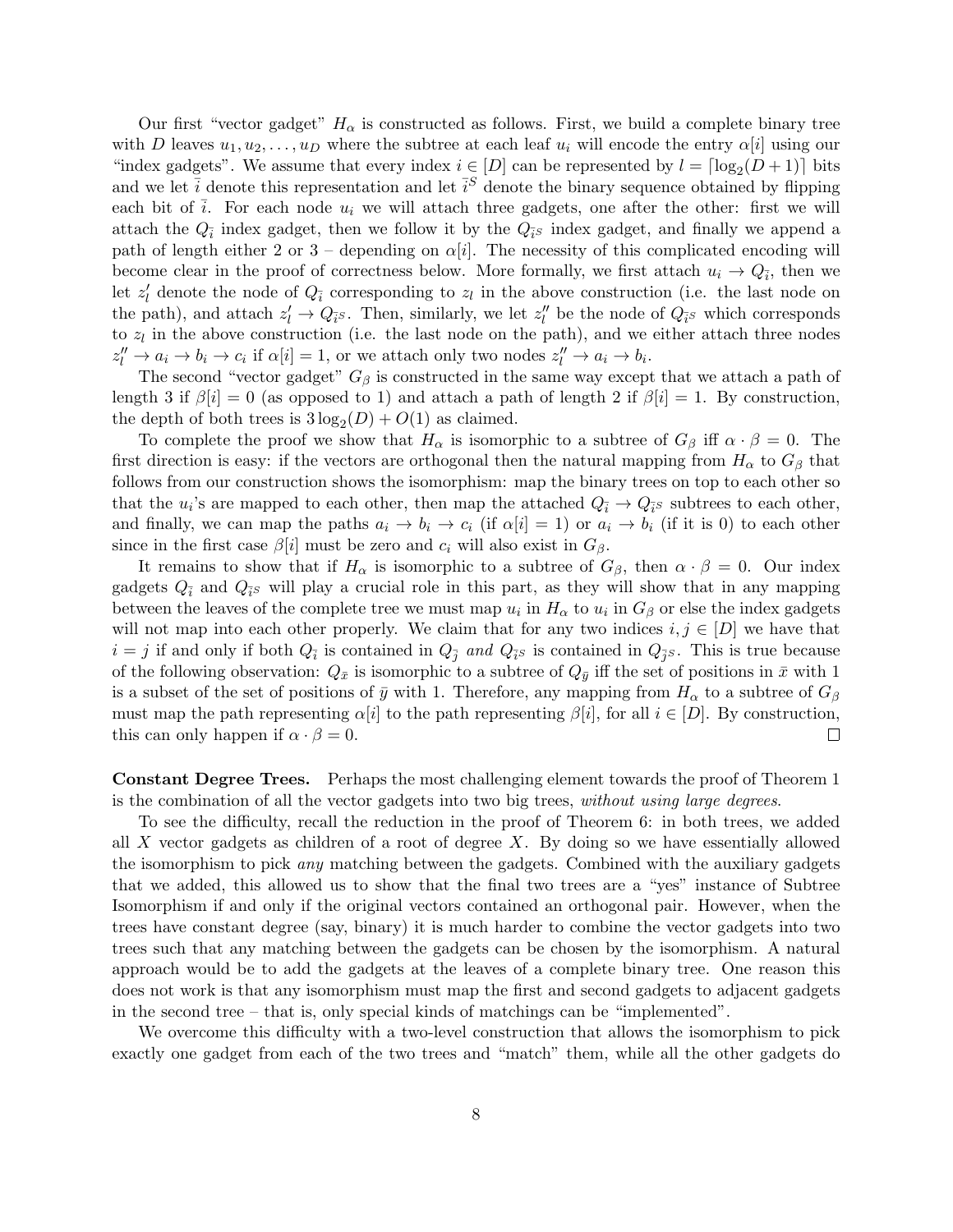Our first "vector gadget" $H_\alpha$ is constructed as follows. First, we build a complete binary tree with $D$ leaves $u_1, u_2, \dots, u_D$ where the subtree at each leaf $u_i$ will encode the entry $\alpha[i]$ using our "index gadgets". We assume that every index $i \in [D]$ can be represented by $l = \lceil \log_2(D+1) \rceil$ bits and we let $\bar{i}$ denote this representation and let $\bar{i}^S$ denote the binary sequence obtained by flipping each bit of $\bar{i}$. For each node $u_i$ we will attach three gadgets, one after the other: first we will attach the $Q_{\bar{i}}$ index gadget, then we follow it by the $Q_{\bar{i}^S}$ index gadget, and finally we append a path of length either 2 or 3 – depending on $\alpha[i]$. The necessity of this complicated encoding will become clear in the proof of correctness below. More formally, we first attach $u_i \to Q_{\bar{i}}$, then we let $z'_l$ denote the node of $Q_{\bar{i}}$ corresponding to $z_l$ in the above construction (i.e. the last node on the path), and attach $z'_l \to Q_{\bar{i}^S}$. Then, similarly, we let $z''_l$ be the node of $Q_{\bar{i}^S}$ which corresponds to $z_l$ in the above construction (i.e. the last node on the path), and we either attach three nodes $z''_l \to a_i \to b_i \to c_i$ if $\alpha[i] = 1$, or we attach only two nodes $z''_l \to a_i \to b_i$.

The second "vector gadget" $G_\beta$ is constructed in the same way except that we attach a path of length 3 if $\beta[i] = 0$ (as opposed to 1) and attach a path of length 2 if $\beta[i] = 1$. By construction, the depth of both trees is $3 \log_2(D) + O(1)$ as claimed.

To complete the proof we show that $H_\alpha$ is isomorphic to a subtree of $G_\beta$ iff $\alpha \cdot \beta = 0$. The first direction is easy: if the vectors are orthogonal then the natural mapping from $H_\alpha$ to $G_\beta$ that follows from our construction shows the isomorphism: map the binary trees on top to each other so that the $u_i$'s are mapped to each other, then map the attached $Q_{\bar{i}} \to Q_{\bar{i}^S}$ subtrees to each other, and finally, we can map the paths $a_i \to b_i \to c_i$ (if $\alpha[i] = 1$) or $a_i \to b_i$ (if it is 0) to each other since in the first case $\beta[i]$ must be zero and $c_i$ will also exist in $G_\beta$.

It remains to show that if $H_\alpha$ is isomorphic to a subtree of $G_\beta$, then $\alpha \cdot \beta = 0$. Our index gadgets $Q_{\bar{i}}$ and $Q_{\bar{i}^S}$ will play a crucial role in this part, as they will show that in any mapping between the leaves of the complete tree we must map $u_i$ in $H_\alpha$ to $u_i$ in $G_\beta$ or else the index gadgets will not map into each other properly. We claim that for any two indices $i, j \in [D]$ we have that $i = j$ if and only if both $Q_{\bar{i}}$ is contained in $Q_{\bar{j}}$ *and* $Q_{\bar{i}^S}$ is contained in $Q_{\bar{j}^S}$. This is true because of the following observation: $Q_{\bar{x}}$ is isomorphic to a subtree of $Q_{\bar{y}}$ iff the set of positions in $\bar{x}$ with 1 is a subset of the set of positions of $\bar{y}$ with 1. Therefore, any mapping from $H_\alpha$ to a subtree of $G_\beta$ must map the path representing $\alpha[i]$ to the path representing $\beta[i]$, for all $i \in [D]$. By construction, this can only happen if $\alpha \cdot \beta = 0$. □

**Constant Degree Trees.** Perhaps the most challenging element towards the proof of Theorem 1 is the combination of all the vector gadgets into two big trees, *without using large degrees.*

To see the difficulty, recall the reduction in the proof of Theorem 6: in both trees, we added all $X$ vector gadgets as children of a root of degree $X$. By doing so we have essentially allowed the isomorphism to pick *any* matching between the gadgets. Combined with the auxiliary gadgets that we added, this allowed us to show that the final two trees are a "yes" instance of Subtree Isomorphism if and only if the original vectors contained an orthogonal pair. However, when the trees have constant degree (say, binary) it is much harder to combine the vector gadgets into two trees such that any matching between the gadgets can be chosen by the isomorphism. A natural approach would be to add the gadgets at the leaves of a complete binary tree. One reason this does not work is that any isomorphism must map the first and second gadgets to adjacent gadgets in the second tree – that is, only special kinds of matchings can be "implemented".

We overcome this difficulty with a two-level construction that allows the isomorphism to pick exactly one gadget from each of the two trees and "match" them, while all the other gadgets do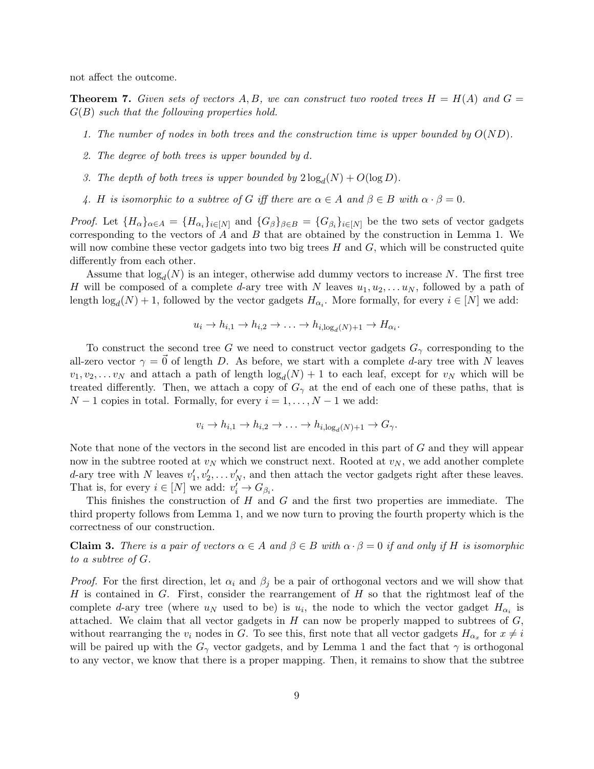not affect the outcome.

**Theorem 7.** *Given sets of vectors $A, B$, we can construct two rooted trees $H = H(A)$ and $G = G(B)$ such that the following properties hold.*

1. *The number of nodes in both trees and the construction time is upper bounded by $O(ND)$.*
2. *The degree of both trees is upper bounded by $d$.*
3. *The depth of both trees is upper bounded by $2\log_d(N) + O(\log D)$.*
4. *$H$ is isomorphic to a subtree of $G$ iff there are $\alpha \in A$ and $\beta \in B$ with $\alpha \cdot \beta = 0$.*

*Proof.* Let $\{H_\alpha\}_{\alpha\in A} = \{H_{\alpha_i}\}_{i\in[N]}$ and $\{G_\beta\}_{\beta\in B} = \{G_{\beta_i}\}_{i\in[N]}$ be the two sets of vector gadgets corresponding to the vectors of $A$ and $B$ that are obtained by the construction in Lemma 1. We will now combine these vector gadgets into two big trees $H$ and $G$, which will be constructed quite differently from each other.

Assume that $\log_d(N)$ is an integer, otherwise add dummy vectors to increase $N$. The first tree $H$ will be composed of a complete $d$-ary tree with $N$ leaves $u_1, u_2, \ldots u_N$, followed by a path of length $\log_d(N) + 1$, followed by the vector gadgets $H_{\alpha_i}$. More formally, for every $i \in [N]$ we add:

$$u_i \to h_{i,1} \to h_{i,2} \to \ldots \to h_{i,\log_d(N)+1} \to H_{\alpha_i}.$$

To construct the second tree $G$ we need to construct vector gadgets $G_\gamma$ corresponding to the all-zero vector $\gamma = \vec{0}$ of length $D$. As before, we start with a complete $d$-ary tree with $N$ leaves $v_1, v_2, \ldots v_N$ and attach a path of length $\log_d(N) + 1$ to each leaf, except for $v_N$ which will be treated differently. Then, we attach a copy of $G_\gamma$ at the end of each one of these paths, that is $N - 1$ copies in total. Formally, for every $i = 1, \ldots, N - 1$ we add:

$$v_i \to h_{i,1} \to h_{i,2} \to \ldots \to h_{i,\log_d(N)+1} \to G_\gamma.$$

Note that none of the vectors in the second list are encoded in this part of $G$ and they will appear now in the subtree rooted at $v_N$ which we construct next. Rooted at $v_N$, we add another complete $d$-ary tree with $N$ leaves $v'_1, v'_2, \ldots v'_N$, and then attach the vector gadgets right after these leaves. That is, for every $i \in [N]$ we add: $v'_i \to G_{\beta_i}$.

This finishes the construction of $H$ and $G$ and the first two properties are immediate. The third property follows from Lemma 1, and we now turn to proving the fourth property which is the correctness of our construction.

**Claim 3.** *There is a pair of vectors $\alpha \in A$ and $\beta \in B$ with $\alpha \cdot \beta = 0$ if and only if $H$ is isomorphic to a subtree of $G$.*

*Proof.* For the first direction, let $\alpha_i$ and $\beta_j$ be a pair of orthogonal vectors and we will show that $H$ is contained in $G$. First, consider the rearrangement of $H$ so that the rightmost leaf of the complete $d$-ary tree (where $u_N$ used to be) is $u_i$, the node to which the vector gadget $H_{\alpha_i}$ is attached. We claim that all vector gadgets in $H$ can now be properly mapped to subtrees of $G$, without rearranging the $v_i$ nodes in $G$. To see this, first note that all vector gadgets $H_{\alpha_x}$ for $x \neq i$ will be paired up with the $G_\gamma$ vector gadgets, and by Lemma 1 and the fact that $\gamma$ is orthogonal to any vector, we know that there is a proper mapping. Then, it remains to show that the subtree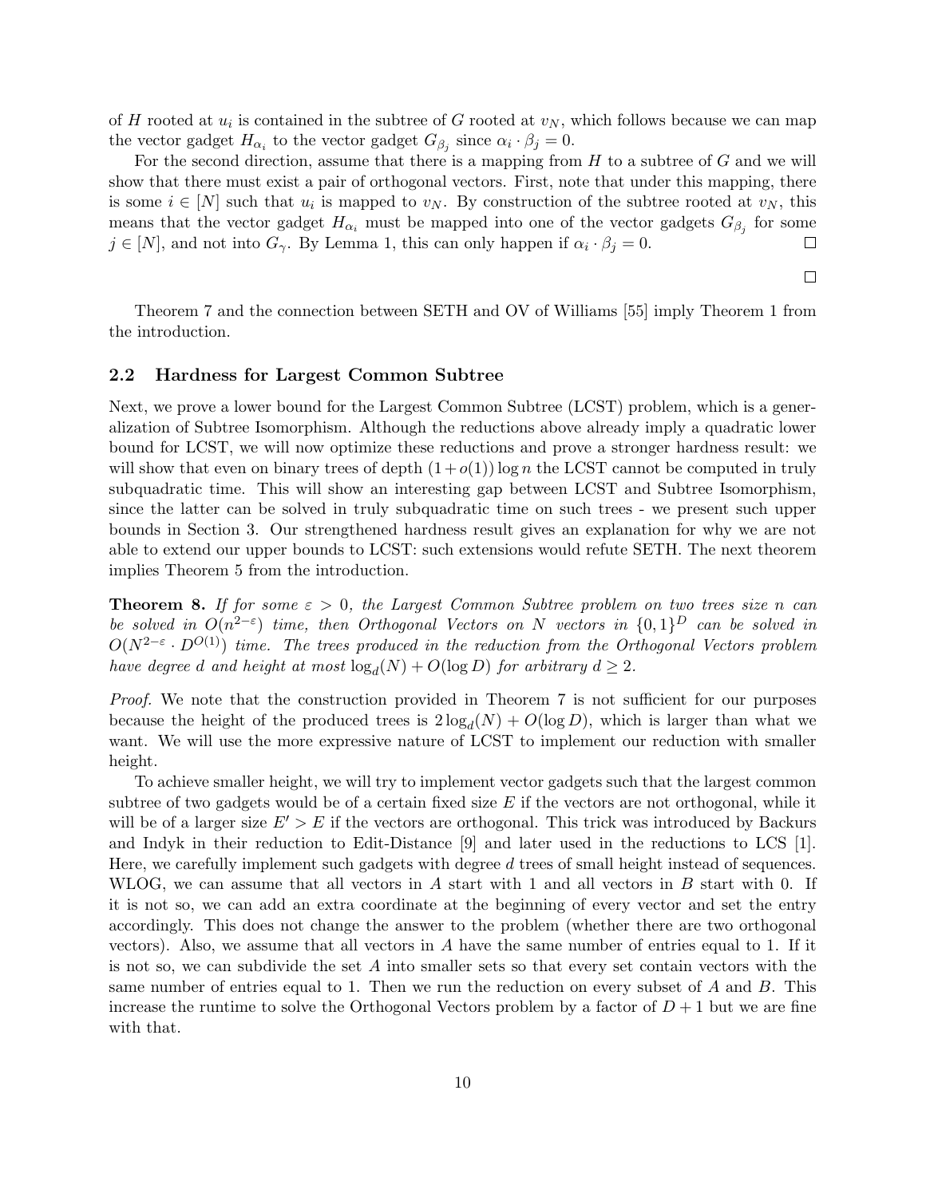of $H$ rooted at $u_i$ is contained in the subtree of $G$ rooted at $v_N$, which follows because we can map the vector gadget $H_{\alpha_i}$ to the vector gadget $G_{\beta_j}$ since $\alpha_i \cdot \beta_j = 0$.

For the second direction, assume that there is a mapping from $H$ to a subtree of $G$ and we will show that there must exist a pair of orthogonal vectors. First, note that under this mapping, there is some $i \in [N]$ such that $u_i$ is mapped to $v_N$. By construction of the subtree rooted at $v_N$, this means that the vector gadget $H_{\alpha_i}$ must be mapped into one of the vector gadgets $G_{\beta_j}$ for some $j \in [N]$, and not into $G_\gamma$. By Lemma 1, this can only happen if $\alpha_i \cdot \beta_j = 0$. □

□

Theorem 7 and the connection between SETH and OV of Williams [55] imply Theorem 1 from the introduction.

### 2.2 Hardness for Largest Common Subtree

Next, we prove a lower bound for the Largest Common Subtree (LCST) problem, which is a generalization of Subtree Isomorphism. Although the reductions above already imply a quadratic lower bound for LCST, we will now optimize these reductions and prove a stronger hardness result: we will show that even on binary trees of depth $(1 + o(1)) \log n$ the LCST cannot be computed in truly subquadratic time. This will show an interesting gap between LCST and Subtree Isomorphism, since the latter can be solved in truly subquadratic time on such trees - we present such upper bounds in Section 3. Our strengthened hardness result gives an explanation for why we are not able to extend our upper bounds to LCST: such extensions would refute SETH. The next theorem implies Theorem 5 from the introduction.

**Theorem 8.** *If for some $\varepsilon > 0$, the Largest Common Subtree problem on two trees size $n$ can be solved in $O(n^{2-\varepsilon})$ time, then Orthogonal Vectors on $N$ vectors in $\{0,1\}^D$ can be solved in $O(N^{2-\varepsilon} \cdot D^{O(1)})$ time. The trees produced in the reduction from the Orthogonal Vectors problem have degree $d$ and height at most $\log_d(N) + O(\log D)$ for arbitrary $d \geq 2$.*

*Proof.* We note that the construction provided in Theorem 7 is not sufficient for our purposes because the height of the produced trees is $2\log_d(N) + O(\log D)$, which is larger than what we want. We will use the more expressive nature of LCST to implement our reduction with smaller height.

To achieve smaller height, we will try to implement vector gadgets such that the largest common subtree of two gadgets would be of a certain fixed size $E$ if the vectors are not orthogonal, while it will be of a larger size $E' > E$ if the vectors are orthogonal. This trick was introduced by Backurs and Indyk in their reduction to Edit-Distance [9] and later used in the reductions to LCS [1]. Here, we carefully implement such gadgets with degree $d$ trees of small height instead of sequences. WLOG, we can assume that all vectors in $A$ start with 1 and all vectors in $B$ start with 0. If it is not so, we can add an extra coordinate at the beginning of every vector and set the entry accordingly. This does not change the answer to the problem (whether there are two orthogonal vectors). Also, we assume that all vectors in $A$ have the same number of entries equal to 1. If it is not so, we can subdivide the set $A$ into smaller sets so that every set contain vectors with the same number of entries equal to 1. Then we run the reduction on every subset of $A$ and $B$. This increase the runtime to solve the Orthogonal Vectors problem by a factor of $D + 1$ but we are fine with that.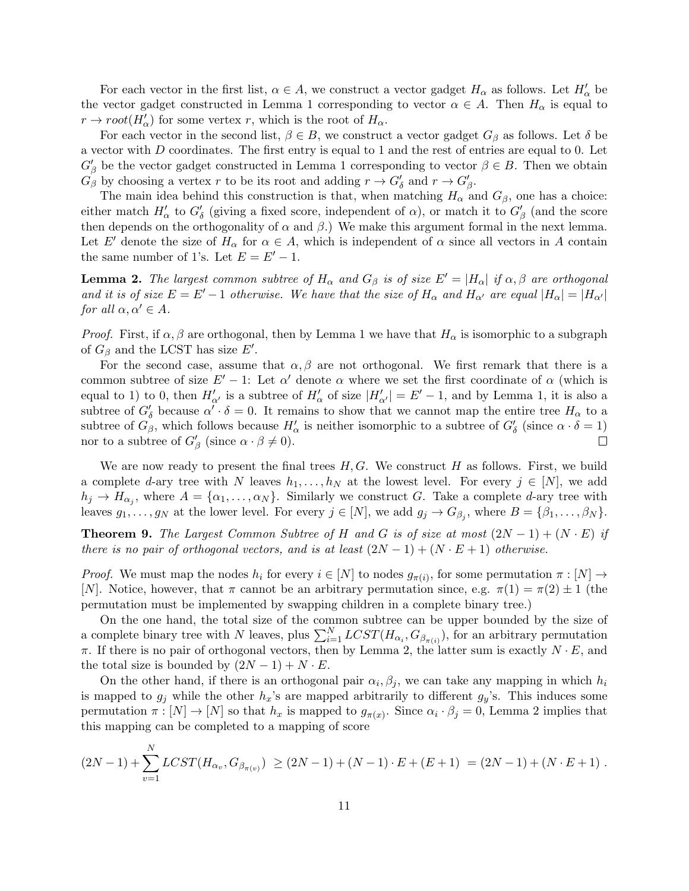For each vector in the first list, $\alpha \in A$, we construct a vector gadget $H_\alpha$ as follows. Let $H'_\alpha$ be the vector gadget constructed in Lemma 1 corresponding to vector $\alpha \in A$. Then $H_\alpha$ is equal to $r \to root(H'_\alpha)$ for some vertex $r$, which is the root of $H_\alpha$.

For each vector in the second list, $\beta \in B$, we construct a vector gadget $G_\beta$ as follows. Let $\delta$ be a vector with $D$ coordinates. The first entry is equal to 1 and the rest of entries are equal to 0. Let $G'_\beta$ be the vector gadget constructed in Lemma 1 corresponding to vector $\beta \in B$. Then we obtain $G_\beta$ by choosing a vertex $r$ to be its root and adding $r \to G'_\delta$ and $r \to G'_\beta$.

The main idea behind this construction is that, when matching $H_\alpha$ and $G_\beta$, one has a choice: either match $H'_\alpha$ to $G'_\delta$ (giving a fixed score, independent of $\alpha$), or match it to $G'_\beta$ (and the score then depends on the orthogonality of $\alpha$ and $\beta$.) We make this argument formal in the next lemma. Let $E'$ denote the size of $H_\alpha$ for $\alpha \in A$, which is independent of $\alpha$ since all vectors in $A$ contain the same number of 1's. Let $E = E' - 1$.

**Lemma 2.** *The largest common subtree of $H_\alpha$ and $G_\beta$ is of size $E' = |H_\alpha|$ if $\alpha, \beta$ are orthogonal and it is of size $E = E' - 1$ otherwise. We have that the size of $H_\alpha$ and $H_{\alpha'}$ are equal $|H_\alpha| = |H_{\alpha'}|$ for all $\alpha, \alpha' \in A$.*

*Proof.* First, if $\alpha, \beta$ are orthogonal, then by Lemma 1 we have that $H_\alpha$ is isomorphic to a subgraph of $G_\beta$ and the LCST has size $E'$.

For the second case, assume that $\alpha, \beta$ are not orthogonal. We first remark that there is a common subtree of size $E' - 1$: Let $\alpha'$ denote $\alpha$ where we set the first coordinate of $\alpha$ (which is equal to 1) to 0, then $H'_{\alpha'}$ is a subtree of $H'_\alpha$ of size $|H'_{\alpha'}| = E' - 1$, and by Lemma 1, it is also a subtree of $G'_\delta$ because $\alpha' \cdot \delta = 0$. It remains to show that we cannot map the entire tree $H_\alpha$ to a subtree of $G_\beta$, which follows because $H'_\alpha$ is neither isomorphic to a subtree of $G'_\delta$ (since $\alpha \cdot \delta = 1$) nor to a subtree of $G'_\beta$ (since $\alpha \cdot \beta \neq 0$). □

We are now ready to present the final trees $H, G$. We construct $H$ as follows. First, we build a complete $d$-ary tree with $N$ leaves $h_1, \ldots, h_N$ at the lowest level. For every $j \in [N]$, we add $h_j \to H_{\alpha_j}$, where $A = \{\alpha_1, \ldots, \alpha_N\}$. Similarly we construct $G$. Take a complete $d$-ary tree with leaves $g_1, \ldots, g_N$ at the lower level. For every $j \in [N]$, we add $g_j \to G_{\beta_j}$, where $B = \{\beta_1, \ldots, \beta_N\}$.

**Theorem 9.** *The Largest Common Subtree of $H$ and $G$ is of size at most $(2N-1) + (N \cdot E)$ if there is no pair of orthogonal vectors, and is at least $(2N-1) + (N \cdot E + 1)$ otherwise.*

*Proof.* We must map the nodes $h_i$ for every $i \in [N]$ to nodes $g_{\pi(i)}$, for some permutation $\pi : [N] \to [N]$. Notice, however, that $\pi$ cannot be an arbitrary permutation since, e.g. $\pi(1) = \pi(2) \pm 1$ (the permutation must be implemented by swapping children in a complete binary tree.)

On the one hand, the total size of the common subtree can be upper bounded by the size of a complete binary tree with $N$ leaves, plus $\sum_{i=1}^{N} LCST(H_{\alpha_i}, G_{\beta_{\pi(i)}})$, for an arbitrary permutation $\pi$. If there is no pair of orthogonal vectors, then by Lemma 2, the latter sum is exactly $N \cdot E$, and the total size is bounded by $(2N-1) + N \cdot E$.

On the other hand, if there is an orthogonal pair $\alpha_i, \beta_j$, we can take any mapping in which $h_i$ is mapped to $g_j$ while the other $h_x$'s are mapped arbitrarily to different $g_y$'s. This induces some permutation $\pi : [N] \to [N]$ so that $h_x$ is mapped to $g_{\pi(x)}$. Since $\alpha_i \cdot \beta_j = 0$, Lemma 2 implies that this mapping can be completed to a mapping of score

$$(2N-1) + \sum_{v=1}^{N} LCST(H_{\alpha_v}, G_{\beta_{\pi(v)}}) \geq (2N-1) + (N-1) \cdot E + (E+1) = (2N-1) + (N \cdot E + 1) .$$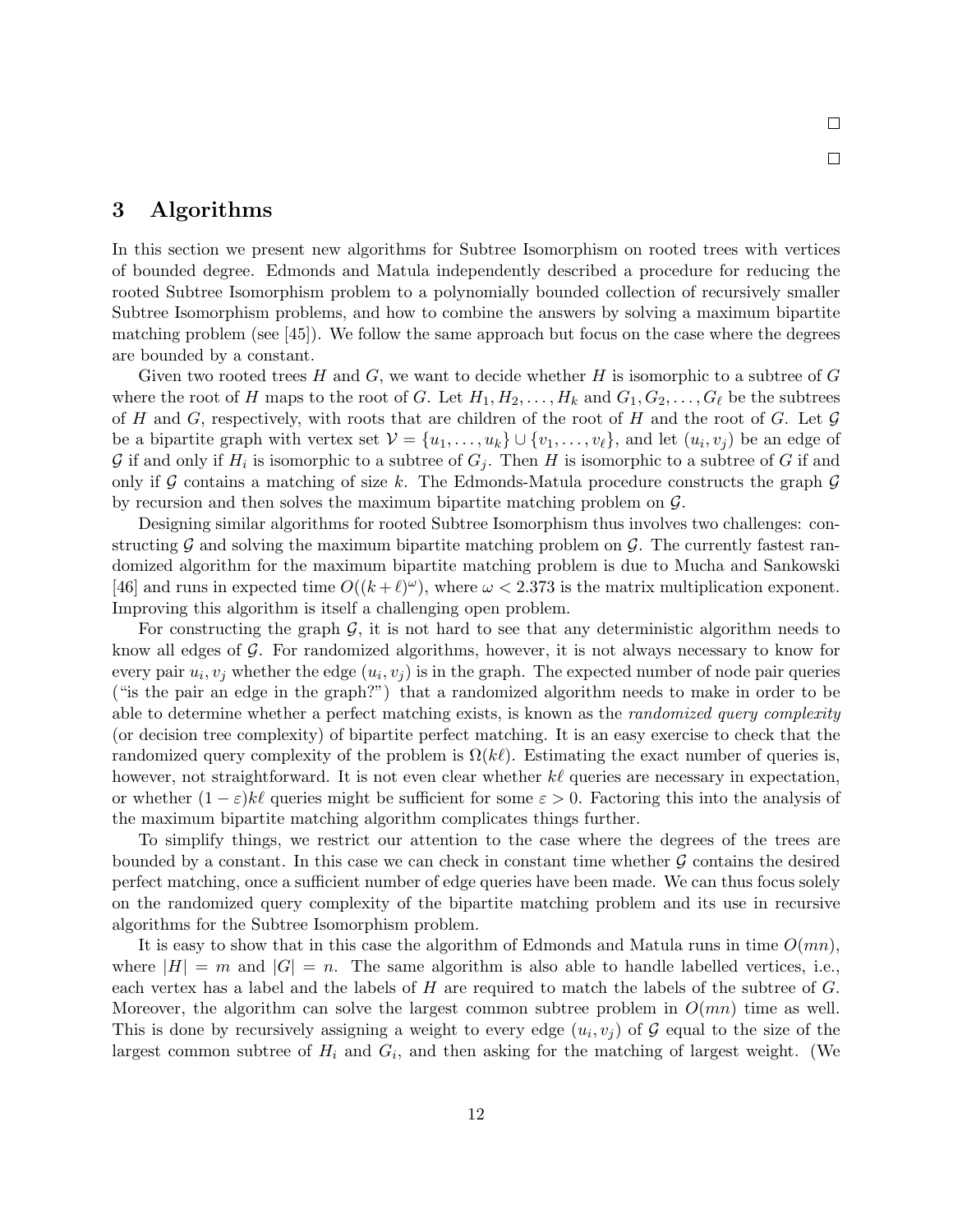□

□

## 3 Algorithms

In this section we present new algorithms for Subtree Isomorphism on rooted trees with vertices of bounded degree. Edmonds and Matula independently described a procedure for reducing the rooted Subtree Isomorphism problem to a polynomially bounded collection of recursively smaller Subtree Isomorphism problems, and how to combine the answers by solving a maximum bipartite matching problem (see [45]). We follow the same approach but focus on the case where the degrees are bounded by a constant.

Given two rooted trees $H$ and $G$, we want to decide whether $H$ is isomorphic to a subtree of $G$ where the root of $H$ maps to the root of $G$. Let $H_1, H_2, \ldots, H_k$ and $G_1, G_2, \ldots, G_\ell$ be the subtrees of $H$ and $G$, respectively, with roots that are children of the root of $H$ and the root of $G$. Let $\mathcal{G}$ be a bipartite graph with vertex set $\mathcal{V} = \{u_1, \ldots, u_k\} \cup \{v_1, \ldots, v_\ell\}$, and let $(u_i, v_j)$ be an edge of $\mathcal{G}$ if and only if $H_i$ is isomorphic to a subtree of $G_j$. Then $H$ is isomorphic to a subtree of $G$ if and only if $\mathcal{G}$ contains a matching of size $k$. The Edmonds-Matula procedure constructs the graph $\mathcal{G}$ by recursion and then solves the maximum bipartite matching problem on $\mathcal{G}$.

Designing similar algorithms for rooted Subtree Isomorphism thus involves two challenges: constructing $\mathcal{G}$ and solving the maximum bipartite matching problem on $\mathcal{G}$. The currently fastest randomized algorithm for the maximum bipartite matching problem is due to Mucha and Sankowski [46] and runs in expected time $O((k+\ell)^\omega)$, where $\omega < 2.373$ is the matrix multiplication exponent. Improving this algorithm is itself a challenging open problem.

For constructing the graph $\mathcal{G}$, it is not hard to see that any deterministic algorithm needs to know all edges of $\mathcal{G}$. For randomized algorithms, however, it is not always necessary to know for every pair $u_i, v_j$ whether the edge $(u_i, v_j)$ is in the graph. The expected number of node pair queries ("is the pair an edge in the graph?") that a randomized algorithm needs to make in order to be able to determine whether a perfect matching exists, is known as the *randomized query complexity* (or decision tree complexity) of bipartite perfect matching. It is an easy exercise to check that the randomized query complexity of the problem is $\Omega(k\ell)$. Estimating the exact number of queries is, however, not straightforward. It is not even clear whether $k\ell$ queries are necessary in expectation, or whether $(1-\varepsilon)k\ell$ queries might be sufficient for some $\varepsilon > 0$. Factoring this into the analysis of the maximum bipartite matching algorithm complicates things further.

To simplify things, we restrict our attention to the case where the degrees of the trees are bounded by a constant. In this case we can check in constant time whether $\mathcal{G}$ contains the desired perfect matching, once a sufficient number of edge queries have been made. We can thus focus solely on the randomized query complexity of the bipartite matching problem and its use in recursive algorithms for the Subtree Isomorphism problem.

It is easy to show that in this case the algorithm of Edmonds and Matula runs in time $O(mn)$, where $|H| = m$ and $|G| = n$. The same algorithm is also able to handle labelled vertices, i.e., each vertex has a label and the labels of $H$ are required to match the labels of the subtree of $G$. Moreover, the algorithm can solve the largest common subtree problem in $O(mn)$ time as well. This is done by recursively assigning a weight to every edge $(u_i, v_j)$ of $\mathcal{G}$ equal to the size of the largest common subtree of $H_i$ and $G_i$, and then asking for the matching of largest weight. (We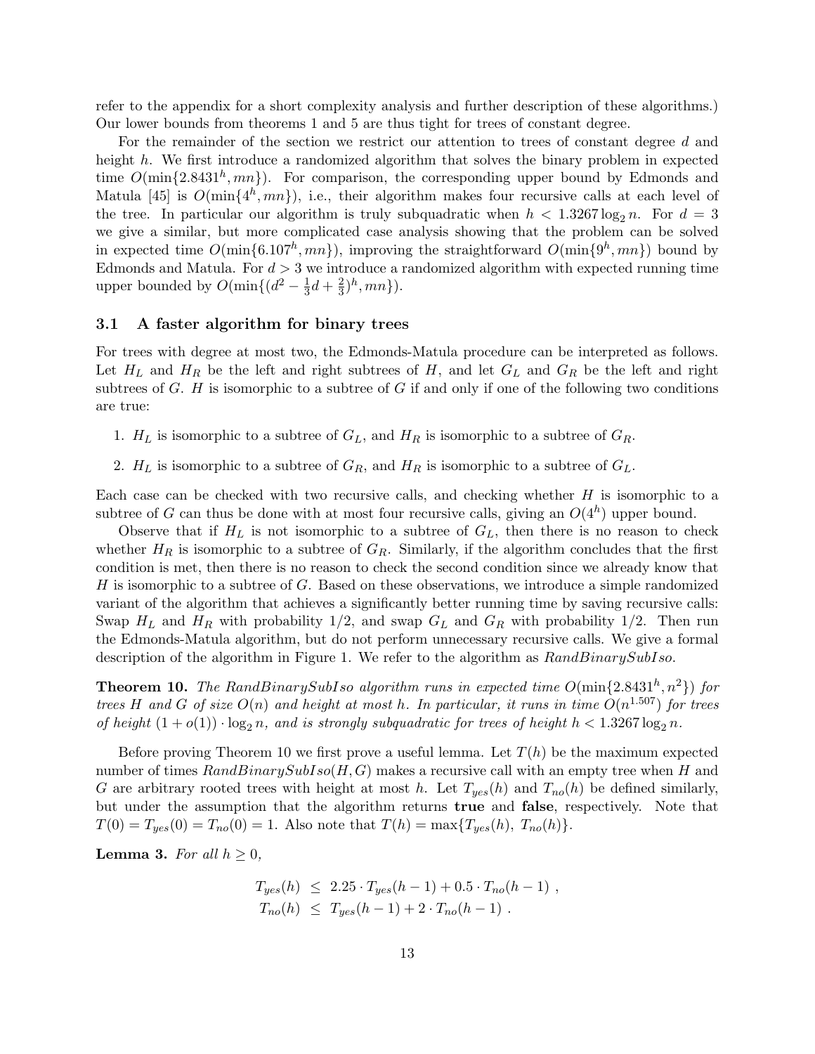refer to the appendix for a short complexity analysis and further description of these algorithms.) Our lower bounds from theorems 1 and 5 are thus tight for trees of constant degree.

For the remainder of the section we restrict our attention to trees of constant degree $d$ and height $h$. We first introduce a randomized algorithm that solves the binary problem in expected time $O(\min\{2.8431^h, mn\})$. For comparison, the corresponding upper bound by Edmonds and Matula [45] is $O(\min\{4^h, mn\})$, i.e., their algorithm makes four recursive calls at each level of the tree. In particular our algorithm is truly subquadratic when $h < 1.3267 \log_2 n$. For $d = 3$ we give a similar, but more complicated case analysis showing that the problem can be solved in expected time $O(\min\{6.107^h, mn\})$, improving the straightforward $O(\min\{9^h, mn\})$ bound by Edmonds and Matula. For $d > 3$ we introduce a randomized algorithm with expected running time upper bounded by $O(\min\{(d^2 - \frac{1}{3}d + \frac{2}{3})^h, mn\})$.

### 3.1 A faster algorithm for binary trees

For trees with degree at most two, the Edmonds-Matula procedure can be interpreted as follows. Let $H_L$ and $H_R$ be the left and right subtrees of $H$, and let $G_L$ and $G_R$ be the left and right subtrees of $G$. $H$ is isomorphic to a subtree of $G$ if and only if one of the following two conditions are true:

1. $H_L$ is isomorphic to a subtree of $G_L$, and $H_R$ is isomorphic to a subtree of $G_R$.
2. $H_L$ is isomorphic to a subtree of $G_R$, and $H_R$ is isomorphic to a subtree of $G_L$.

Each case can be checked with two recursive calls, and checking whether $H$ is isomorphic to a subtree of $G$ can thus be done with at most four recursive calls, giving an $O(4^h)$ upper bound.

Observe that if $H_L$ is not isomorphic to a subtree of $G_L$, then there is no reason to check whether $H_R$ is isomorphic to a subtree of $G_R$. Similarly, if the algorithm concludes that the first condition is met, then there is no reason to check the second condition since we already know that $H$ is isomorphic to a subtree of $G$. Based on these observations, we introduce a simple randomized variant of the algorithm that achieves a significantly better running time by saving recursive calls: Swap $H_L$ and $H_R$ with probability 1/2, and swap $G_L$ and $G_R$ with probability 1/2. Then run the Edmonds-Matula algorithm, but do not perform unnecessary recursive calls. We give a formal description of the algorithm in Figure 1. We refer to the algorithm as *RandBinarySubIso*.

**Theorem 10.** *The RandBinarySubIso algorithm runs in expected time $O(\min\{2.8431^h, n^2\})$ for trees $H$ and $G$ of size $O(n)$ and height at most $h$. In particular, it runs in time $O(n^{1.507})$ for trees of height $(1 + o(1)) \cdot \log_2 n$, and is strongly subquadratic for trees of height $h < 1.3267 \log_2 n$.*

Before proving Theorem 10 we first prove a useful lemma. Let $T(h)$ be the maximum expected number of times *RandBinarySubIso*$(H, G)$ makes a recursive call with an empty tree when $H$ and $G$ are arbitrary rooted trees with height at most $h$. Let $T_{yes}(h)$ and $T_{no}(h)$ be defined similarly, but under the assumption that the algorithm returns **true** and **false**, respectively. Note that $T(0) = T_{yes}(0) = T_{no}(0) = 1$. Also note that $T(h) = \max\{T_{yes}(h),\ T_{no}(h)\}$.

**Lemma 3.** *For all $h \geq 0$,*

$$T_{yes}(h) \ \leq \ 2.25 \cdot T_{yes}(h-1) + 0.5 \cdot T_{no}(h-1) \ ,$$
$$T_{no}(h) \ \leq \ T_{yes}(h-1) + 2 \cdot T_{no}(h-1) \ .$$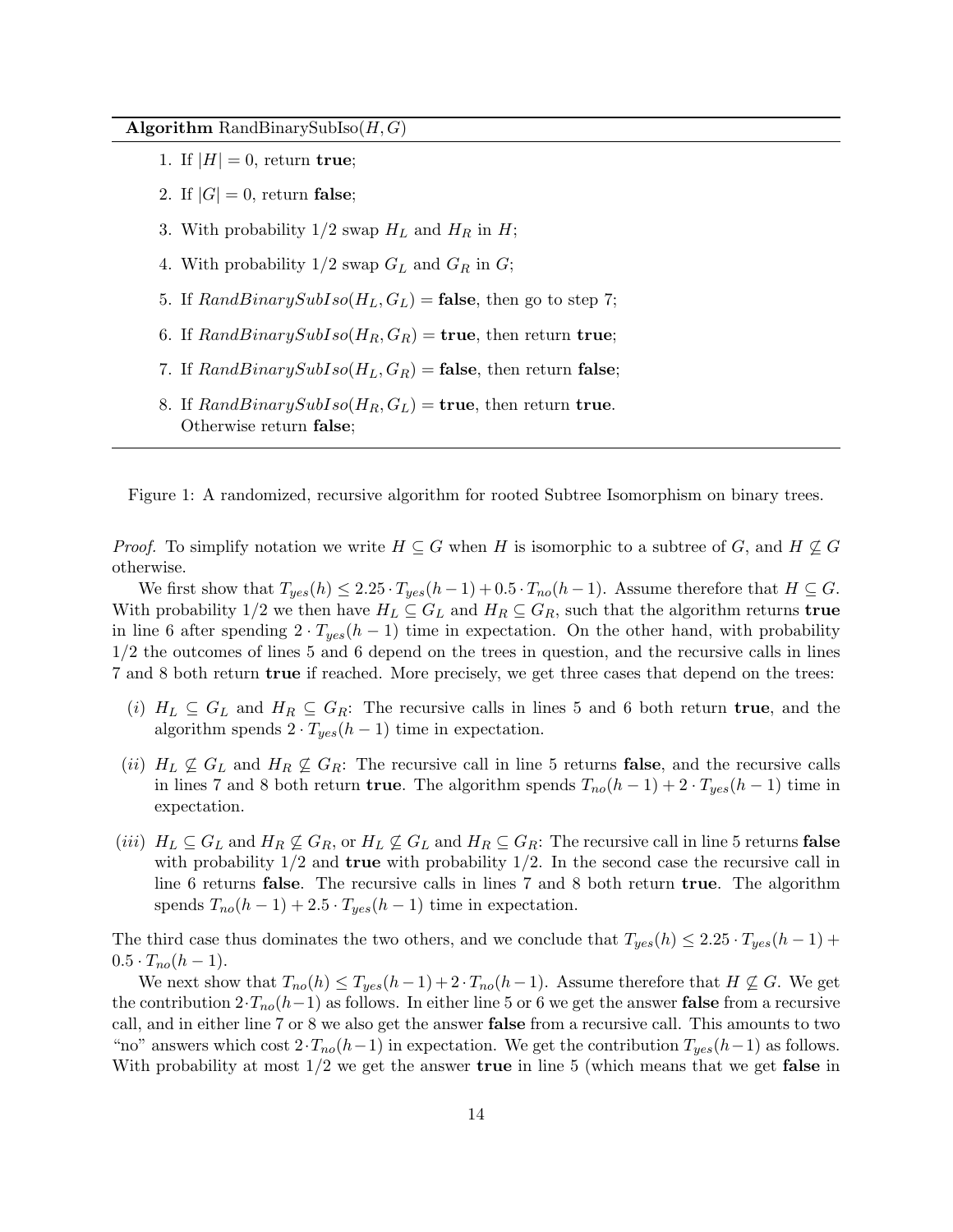**Algorithm** RandBinarySubIso$(H, G)$

1. If $|H| = 0$, return **true**;
2. If $|G| = 0$, return **false**;
3. With probability $1/2$ swap $H_L$ and $H_R$ in $H$;
4. With probability $1/2$ swap $G_L$ and $G_R$ in $G$;
5. If $RandBinarySubIso(H_L, G_L) =$ **false**, then go to step 7;
6. If $RandBinarySubIso(H_R, G_R) =$ **true**, then return **true**;
7. If $RandBinarySubIso(H_L, G_R) =$ **false**, then return **false**;
8. If $RandBinarySubIso(H_R, G_L) =$ **true**, then return **true**.
   Otherwise return **false**;

Figure 1: A randomized, recursive algorithm for rooted Subtree Isomorphism on binary trees.

*Proof.* To simplify notation we write $H \subseteq G$ when $H$ is isomorphic to a subtree of $G$, and $H \not\subseteq G$ otherwise.

We first show that $T_{yes}(h) \leq 2.25 \cdot T_{yes}(h-1) + 0.5 \cdot T_{no}(h-1)$. Assume therefore that $H \subseteq G$. With probability $1/2$ we then have $H_L \subseteq G_L$ and $H_R \subseteq G_R$, such that the algorithm returns **true** in line 6 after spending $2 \cdot T_{yes}(h-1)$ time in expectation. On the other hand, with probability $1/2$ the outcomes of lines 5 and 6 depend on the trees in question, and the recursive calls in lines 7 and 8 both return **true** if reached. More precisely, we get three cases that depend on the trees:

- $(i)$ $H_L \subseteq G_L$ and $H_R \subseteq G_R$: The recursive calls in lines 5 and 6 both return **true**, and the algorithm spends $2 \cdot T_{yes}(h-1)$ time in expectation.
- $(ii)$ $H_L \not\subseteq G_L$ and $H_R \not\subseteq G_R$: The recursive call in line 5 returns **false**, and the recursive calls in lines 7 and 8 both return **true**. The algorithm spends $T_{no}(h-1) + 2 \cdot T_{yes}(h-1)$ time in expectation.
- $(iii)$ $H_L \subseteq G_L$ and $H_R \not\subseteq G_R$, or $H_L \not\subseteq G_L$ and $H_R \subseteq G_R$: The recursive call in line 5 returns **false** with probability $1/2$ and **true** with probability $1/2$. In the second case the recursive call in line 6 returns **false**. The recursive calls in lines 7 and 8 both return **true**. The algorithm spends $T_{no}(h-1) + 2.5 \cdot T_{yes}(h-1)$ time in expectation.

The third case thus dominates the two others, and we conclude that $T_{yes}(h) \leq 2.25 \cdot T_{yes}(h-1) + 0.5 \cdot T_{no}(h-1)$.

We next show that $T_{no}(h) \leq T_{yes}(h-1) + 2 \cdot T_{no}(h-1)$. Assume therefore that $H \not\subseteq G$. We get the contribution $2 \cdot T_{no}(h-1)$ as follows. In either line 5 or 6 we get the answer **false** from a recursive call, and in either line 7 or 8 we also get the answer **false** from a recursive call. This amounts to two "no" answers which cost $2 \cdot T_{no}(h-1)$ in expectation. We get the contribution $T_{yes}(h-1)$ as follows. With probability at most $1/2$ we get the answer **true** in line 5 (which means that we get **false** in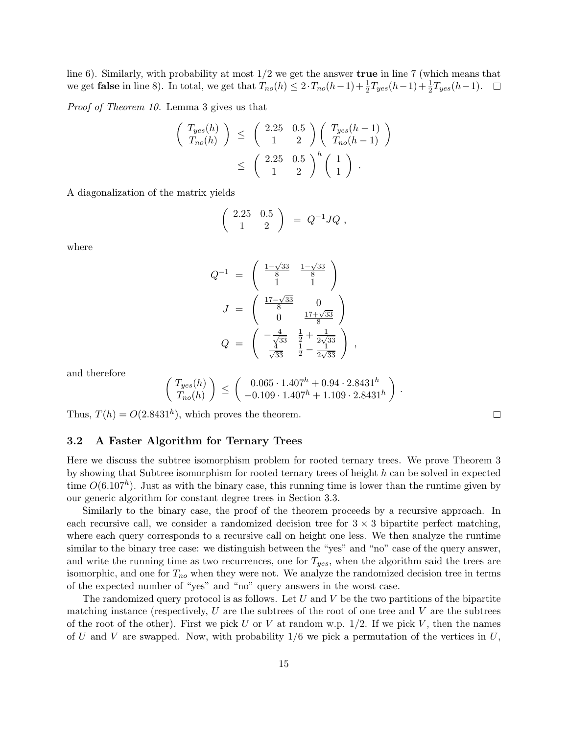line 6). Similarly, with probability at most 1/2 we get the answer **true** in line 7 (which means that we get **false** in line 8). In total, we get that $T_{no}(h) \leq 2 \cdot T_{no}(h-1) + \frac{1}{2}T_{yes}(h-1) + \frac{1}{2}T_{yes}(h-1)$. $\square$

*Proof of Theorem 10.* Lemma 3 gives us that

$$
\begin{aligned}
\begin{pmatrix} T_{yes}(h) \\ T_{no}(h) \end{pmatrix} &\leq \begin{pmatrix} 2.25 & 0.5 \\ 1 & 2 \end{pmatrix} \begin{pmatrix} T_{yes}(h-1) \\ T_{no}(h-1) \end{pmatrix} \\
&\leq \begin{pmatrix} 2.25 & 0.5 \\ 1 & 2 \end{pmatrix}^h \begin{pmatrix} 1 \\ 1 \end{pmatrix} .
\end{aligned}
$$

A diagonalization of the matrix yields

$$
\begin{pmatrix} 2.25 & 0.5 \\ 1 & 2 \end{pmatrix} = Q^{-1} J Q ,
$$

where

$$
\begin{aligned}
Q^{-1} &= \begin{pmatrix} \frac{1-\sqrt{33}}{8} & \frac{1-\sqrt{33}}{8} \\ 1 & 1 \end{pmatrix} \\
J &= \begin{pmatrix} \frac{17-\sqrt{33}}{8} & 0 \\ 0 & \frac{17+\sqrt{33}}{8} \end{pmatrix} \\
Q &= \begin{pmatrix} -\frac{4}{\sqrt{33}} & \frac{1}{2} + \frac{1}{2\sqrt{33}} \\ \frac{4}{\sqrt{33}} & \frac{1}{2} - \frac{1}{2\sqrt{33}} \end{pmatrix} ,
\end{aligned}
$$

and therefore

$$
\begin{pmatrix} T_{yes}(h) \\ T_{no}(h) \end{pmatrix} \leq \begin{pmatrix} 0.065 \cdot 1.407^h + 0.94 \cdot 2.8431^h \\ -0.109 \cdot 1.407^h + 1.109 \cdot 2.8431^h \end{pmatrix} .
$$

Thus, $T(h) = O(2.8431^h)$, which proves the theorem. $\square$

### 3.2 A Faster Algorithm for Ternary Trees

Here we discuss the subtree isomorphism problem for rooted ternary trees. We prove Theorem 3 by showing that Subtree isomorphism for rooted ternary trees of height $h$ can be solved in expected time $O(6.107^h)$. Just as with the binary case, this running time is lower than the runtime given by our generic algorithm for constant degree trees in Section 3.3.

Similarly to the binary case, the proof of the theorem proceeds by a recursive approach. In each recursive call, we consider a randomized decision tree for $3 \times 3$ bipartite perfect matching, where each query corresponds to a recursive call on height one less. We then analyze the runtime similar to the binary tree case: we distinguish between the "yes" and "no" case of the query answer, and write the running time as two recurrences, one for $T_{yes}$, when the algorithm said the trees are isomorphic, and one for $T_{no}$ when they were not. We analyze the randomized decision tree in terms of the expected number of "yes" and "no" query answers in the worst case.

The randomized query protocol is as follows. Let $U$ and $V$ be the two partitions of the bipartite matching instance (respectively, $U$ are the subtrees of the root of one tree and $V$ are the subtrees of the root of the other). First we pick $U$ or $V$ at random w.p. 1/2. If we pick $V$, then the names of $U$ and $V$ are swapped. Now, with probability 1/6 we pick a permutation of the vertices in $U$,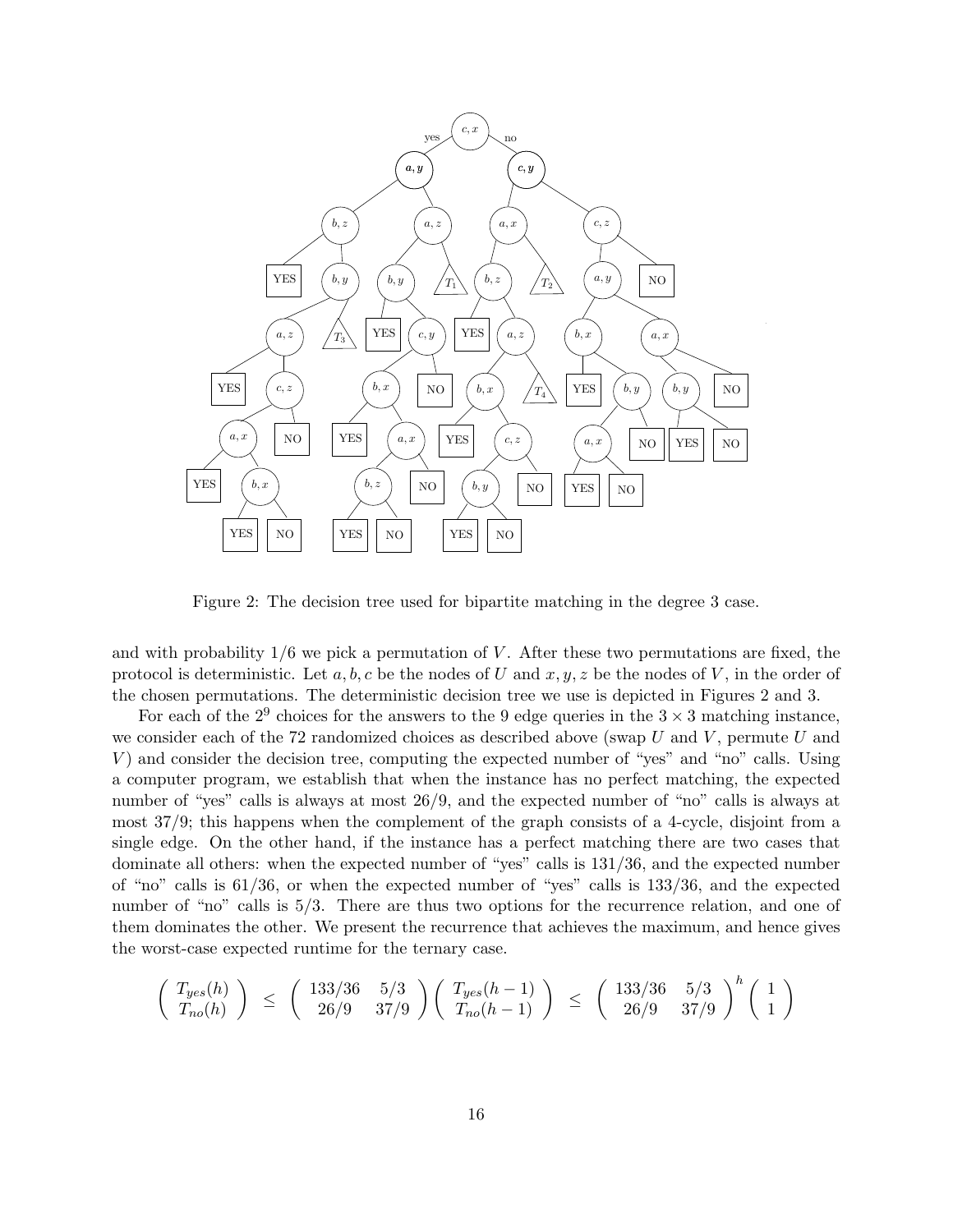Figure 2: The decision tree used for bipartite matching in the degree 3 case.

and with probability $1/6$ we pick a permutation of $V$. After these two permutations are fixed, the protocol is deterministic. Let $a, b, c$ be the nodes of $U$ and $x, y, z$ be the nodes of $V$, in the order of the chosen permutations. The deterministic decision tree we use is depicted in Figures 2 and 3.

For each of the $2^9$ choices for the answers to the 9 edge queries in the $3 \times 3$ matching instance, we consider each of the 72 randomized choices as described above (swap $U$ and $V$, permute $U$ and $V$) and consider the decision tree, computing the expected number of "yes" and "no" calls. Using a computer program, we establish that when the instance has no perfect matching, the expected number of "yes" calls is always at most $26/9$, and the expected number of "no" calls is always at most $37/9$; this happens when the complement of the graph consists of a 4-cycle, disjoint from a single edge. On the other hand, if the instance has a perfect matching there are two cases that dominate all others: when the expected number of "yes" calls is $131/36$, and the expected number of "no" calls is $61/36$, or when the expected number of "yes" calls is $133/36$, and the expected number of "no" calls is $5/3$. There are thus two options for the recurrence relation, and one of them dominates the other. We present the recurrence that achieves the maximum, and hence gives the worst-case expected runtime for the ternary case.

$$\begin{pmatrix} T_{yes}(h) \\ T_{no}(h) \end{pmatrix} \leq \begin{pmatrix} 133/36 & 5/3 \\ 26/9 & 37/9 \end{pmatrix} \begin{pmatrix} T_{yes}(h-1) \\ T_{no}(h-1) \end{pmatrix} \leq \begin{pmatrix} 133/36 & 5/3 \\ 26/9 & 37/9 \end{pmatrix}^h \begin{pmatrix} 1 \\ 1 \end{pmatrix}$$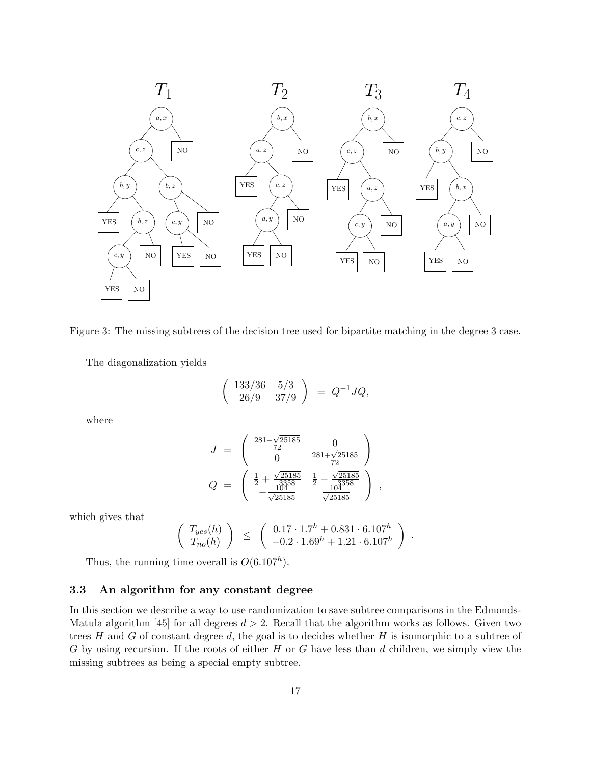Figure 3: The missing subtrees of the decision tree used for bipartite matching in the degree 3 case.

The diagonalization yields

$$\begin{pmatrix} 133/36 & 5/3 \\ 26/9 & 37/9 \end{pmatrix} \;=\; Q^{-1}JQ,$$

where

$$J \;=\; \begin{pmatrix} \frac{281-\sqrt{25185}}{72} & 0 \\ 0 & \frac{281+\sqrt{25185}}{72} \end{pmatrix}$$

$$Q \;=\; \begin{pmatrix} \frac{1}{2}+\frac{\sqrt{25185}}{3358} & \frac{1}{2}-\frac{\sqrt{25185}}{3358} \\ -\frac{104}{\sqrt{25185}} & \frac{104}{\sqrt{25185}} \end{pmatrix},$$

which gives that

$$\begin{pmatrix} T_{yes}(h) \\ T_{no}(h) \end{pmatrix} \;\leq\; \begin{pmatrix} 0.17 \cdot 1.7^h + 0.831 \cdot 6.107^h \\ -0.2 \cdot 1.69^h + 1.21 \cdot 6.107^h \end{pmatrix}.$$

Thus, the running time overall is $O(6.107^h)$.

### 3.3 An algorithm for any constant degree

In this section we describe a way to use randomization to save subtree comparisons in the Edmonds-Matula algorithm [45] for all degrees $d > 2$. Recall that the algorithm works as follows. Given two trees $H$ and $G$ of constant degree $d$, the goal is to decides whether $H$ is isomorphic to a subtree of $G$ by using recursion. If the roots of either $H$ or $G$ have less than $d$ children, we simply view the missing subtrees as being a special empty subtree.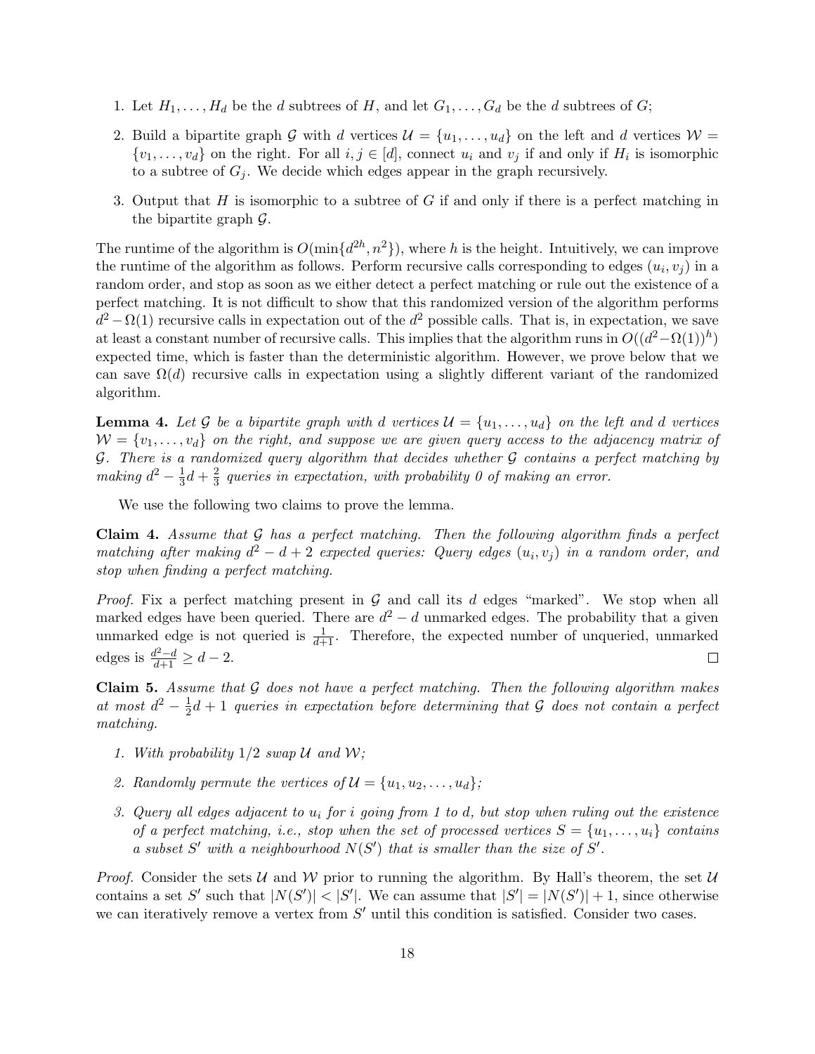1. Let $H_1, \ldots, H_d$ be the $d$ subtrees of $H$, and let $G_1, \ldots, G_d$ be the $d$ subtrees of $G$;
2. Build a bipartite graph $\mathcal{G}$ with $d$ vertices $\mathcal{U} = \{u_1, \ldots, u_d\}$ on the left and $d$ vertices $\mathcal{W} = \{v_1, \ldots, v_d\}$ on the right. For all $i, j \in [d]$, connect $u_i$ and $v_j$ if and only if $H_i$ is isomorphic to a subtree of $G_j$. We decide which edges appear in the graph recursively.
3. Output that $H$ is isomorphic to a subtree of $G$ if and only if there is a perfect matching in the bipartite graph $\mathcal{G}$.

The runtime of the algorithm is $O(\min\{d^{2h}, n^2\})$, where $h$ is the height. Intuitively, we can improve the runtime of the algorithm as follows. Perform recursive calls corresponding to edges $(u_i, v_j)$ in a random order, and stop as soon as we either detect a perfect matching or rule out the existence of a perfect matching. It is not difficult to show that this randomized version of the algorithm performs $d^2 - \Omega(1)$ recursive calls in expectation out of the $d^2$ possible calls. That is, in expectation, we save at least a constant number of recursive calls. This implies that the algorithm runs in $O((d^2 - \Omega(1))^h)$ expected time, which is faster than the deterministic algorithm. However, we prove below that we can save $\Omega(d)$ recursive calls in expectation using a slightly different variant of the randomized algorithm.

**Lemma 4.** *Let $\mathcal{G}$ be a bipartite graph with $d$ vertices $\mathcal{U} = \{u_1, \ldots, u_d\}$ on the left and $d$ vertices $\mathcal{W} = \{v_1, \ldots, v_d\}$ on the right, and suppose we are given query access to the adjacency matrix of $\mathcal{G}$. There is a randomized query algorithm that decides whether $\mathcal{G}$ contains a perfect matching by making $d^2 - \frac{1}{3}d + \frac{2}{3}$ queries in expectation, with probability 0 of making an error.*

We use the following two claims to prove the lemma.

**Claim 4.** *Assume that $\mathcal{G}$ has a perfect matching. Then the following algorithm finds a perfect matching after making $d^2 - d + 2$ expected queries: Query edges $(u_i, v_j)$ in a random order, and stop when finding a perfect matching.*

*Proof.* Fix a perfect matching present in $\mathcal{G}$ and call its $d$ edges "marked". We stop when all marked edges have been queried. There are $d^2 - d$ unmarked edges. The probability that a given unmarked edge is not queried is $\frac{1}{d+1}$. Therefore, the expected number of unqueried, unmarked edges is $\frac{d^2-d}{d+1} \geq d - 2$. □

**Claim 5.** *Assume that $\mathcal{G}$ does not have a perfect matching. Then the following algorithm makes at most $d^2 - \frac{1}{2}d + 1$ queries in expectation before determining that $\mathcal{G}$ does not contain a perfect matching.*

1. *With probability $1/2$ swap $\mathcal{U}$ and $\mathcal{W}$;*
2. *Randomly permute the vertices of $\mathcal{U} = \{u_1, u_2, \ldots, u_d\}$;*
3. *Query all edges adjacent to $u_i$ for $i$ going from 1 to $d$, but stop when ruling out the existence of a perfect matching, i.e., stop when the set of processed vertices $S = \{u_1, \ldots, u_i\}$ contains a subset $S'$ with a neighbourhood $N(S')$ that is smaller than the size of $S'$.*

*Proof.* Consider the sets $\mathcal{U}$ and $\mathcal{W}$ prior to running the algorithm. By Hall's theorem, the set $\mathcal{U}$ contains a set $S'$ such that $|N(S')| < |S'|$. We can assume that $|S'| = |N(S')| + 1$, since otherwise we can iteratively remove a vertex from $S'$ until this condition is satisfied. Consider two cases.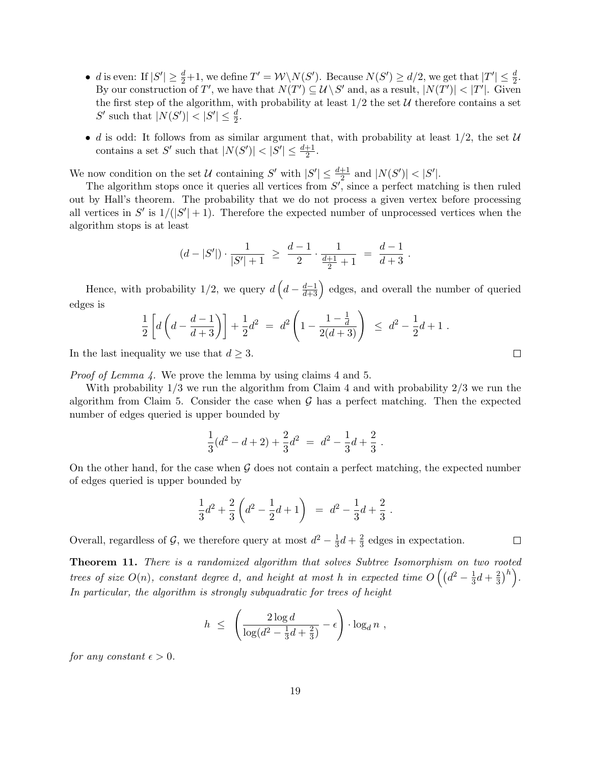- $d$ is even: If $|S'| \geq \frac{d}{2}+1$, we define $T' = \mathcal{W} \setminus N(S')$. Because $N(S') \geq d/2$, we get that $|T'| \leq \frac{d}{2}$. By our construction of $T'$, we have that $N(T') \subseteq \mathcal{U} \setminus S'$ and, as a result, $|N(T')| < |T'|$. Given the first step of the algorithm, with probability at least $1/2$ the set $\mathcal{U}$ therefore contains a set $S'$ such that $|N(S')| < |S'| \leq \frac{d}{2}$.
- $d$ is odd: It follows from as similar argument that, with probability at least $1/2$, the set $\mathcal{U}$ contains a set $S'$ such that $|N(S')| < |S'| \leq \frac{d+1}{2}$.

We now condition on the set $\mathcal{U}$ containing $S'$ with $|S'| \leq \frac{d+1}{2}$ and $|N(S')| < |S'|$.

The algorithm stops once it queries all vertices from $S'$, since a perfect matching is then ruled out by Hall's theorem. The probability that we do not process a given vertex before processing all vertices in $S'$ is $1/(|S'|+1)$. Therefore the expected number of unprocessed vertices when the algorithm stops is at least

$$(d - |S'|) \cdot \frac{1}{|S'|+1} \;\geq\; \frac{d-1}{2} \cdot \frac{1}{\frac{d+1}{2}+1} \;=\; \frac{d-1}{d+3} \;.$$

Hence, with probability $1/2$, we query $d\left(d - \frac{d-1}{d+3}\right)$ edges, and overall the number of queried edges is

$$\frac{1}{2}\left[d\left(d - \frac{d-1}{d+3}\right)\right] + \frac{1}{2}d^2 \;=\; d^2\left(1 - \frac{1-\frac{1}{d}}{2(d+3)}\right) \;\leq\; d^2 - \frac{1}{2}d + 1 \;.$$

In the last inequality we use that $d \geq 3$. $\square$

*Proof of Lemma 4.* We prove the lemma by using claims 4 and 5.

With probability $1/3$ we run the algorithm from Claim 4 and with probability $2/3$ we run the algorithm from Claim 5. Consider the case when $\mathcal{G}$ has a perfect matching. Then the expected number of edges queried is upper bounded by

$$\frac{1}{3}(d^2 - d + 2) + \frac{2}{3}d^2 \;=\; d^2 - \frac{1}{3}d + \frac{2}{3} \;.$$

On the other hand, for the case when $\mathcal{G}$ does not contain a perfect matching, the expected number of edges queried is upper bounded by

$$\frac{1}{3}d^2 + \frac{2}{3}\left(d^2 - \frac{1}{2}d + 1\right) \;=\; d^2 - \frac{1}{3}d + \frac{2}{3} \;.$$

Overall, regardless of $\mathcal{G}$, we therefore query at most $d^2 - \frac{1}{3}d + \frac{2}{3}$ edges in expectation. $\square$

**Theorem 11.** *There is a randomized algorithm that solves Subtree Isomorphism on two rooted trees of size $O(n)$, constant degree $d$, and height at most $h$ in expected time $O\left(\left(d^2 - \frac{1}{3}d + \frac{2}{3}\right)^h\right)$. In particular, the algorithm is strongly subquadratic for trees of height*

$$h \;\leq\; \left(\frac{2\log d}{\log(d^2 - \frac{1}{3}d + \frac{2}{3})} - \epsilon\right) \cdot \log_d n \;,$$

*for any constant $\epsilon > 0$.*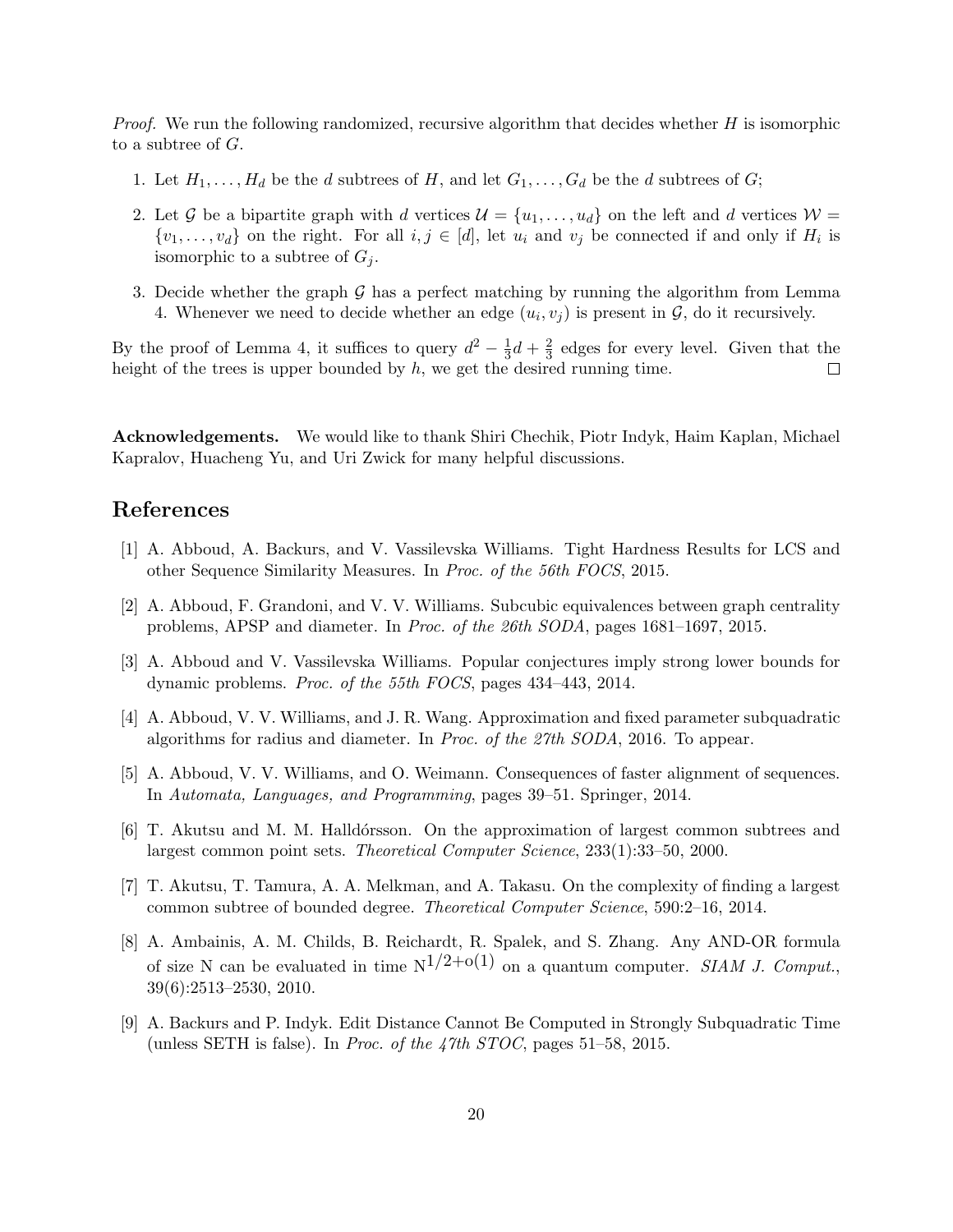*Proof.* We run the following randomized, recursive algorithm that decides whether $H$ is isomorphic to a subtree of $G$.

1. Let $H_1, \ldots, H_d$ be the $d$ subtrees of $H$, and let $G_1, \ldots, G_d$ be the $d$ subtrees of $G$;
2. Let $\mathcal{G}$ be a bipartite graph with $d$ vertices $\mathcal{U} = \{u_1, \ldots, u_d\}$ on the left and $d$ vertices $\mathcal{W} = \{v_1, \ldots, v_d\}$ on the right. For all $i, j \in [d]$, let $u_i$ and $v_j$ be connected if and only if $H_i$ is isomorphic to a subtree of $G_j$.
3. Decide whether the graph $\mathcal{G}$ has a perfect matching by running the algorithm from Lemma 4. Whenever we need to decide whether an edge $(u_i, v_j)$ is present in $\mathcal{G}$, do it recursively.

By the proof of Lemma 4, it suffices to query $d^2 - \frac{1}{3}d + \frac{2}{3}$ edges for every level. Given that the height of the trees is upper bounded by $h$, we get the desired running time. $\square$

**Acknowledgements.** We would like to thank Shiri Chechik, Piotr Indyk, Haim Kaplan, Michael Kapralov, Huacheng Yu, and Uri Zwick for many helpful discussions.

## References

[1] A. Abboud, A. Backurs, and V. Vassilevska Williams. Tight Hardness Results for LCS and other Sequence Similarity Measures. In *Proc. of the 56th FOCS*, 2015.

[2] A. Abboud, F. Grandoni, and V. V. Williams. Subcubic equivalences between graph centrality problems, APSP and diameter. In *Proc. of the 26th SODA*, pages 1681–1697, 2015.

[3] A. Abboud and V. Vassilevska Williams. Popular conjectures imply strong lower bounds for dynamic problems. *Proc. of the 55th FOCS*, pages 434–443, 2014.

[4] A. Abboud, V. V. Williams, and J. R. Wang. Approximation and fixed parameter subquadratic algorithms for radius and diameter. In *Proc. of the 27th SODA*, 2016. To appear.

[5] A. Abboud, V. V. Williams, and O. Weimann. Consequences of faster alignment of sequences. In *Automata, Languages, and Programming*, pages 39–51. Springer, 2014.

[6] T. Akutsu and M. M. Halldórsson. On the approximation of largest common subtrees and largest common point sets. *Theoretical Computer Science*, 233(1):33–50, 2000.

[7] T. Akutsu, T. Tamura, A. A. Melkman, and A. Takasu. On the complexity of finding a largest common subtree of bounded degree. *Theoretical Computer Science*, 590:2–16, 2014.

[8] A. Ambainis, A. M. Childs, B. Reichardt, R. Spalek, and S. Zhang. Any AND-OR formula of size N can be evaluated in time $\mathrm{N}^{1/2+o(1)}$ on a quantum computer. *SIAM J. Comput.*, 39(6):2513–2530, 2010.

[9] A. Backurs and P. Indyk. Edit Distance Cannot Be Computed in Strongly Subquadratic Time (unless SETH is false). In *Proc. of the 47th STOC*, pages 51–58, 2015.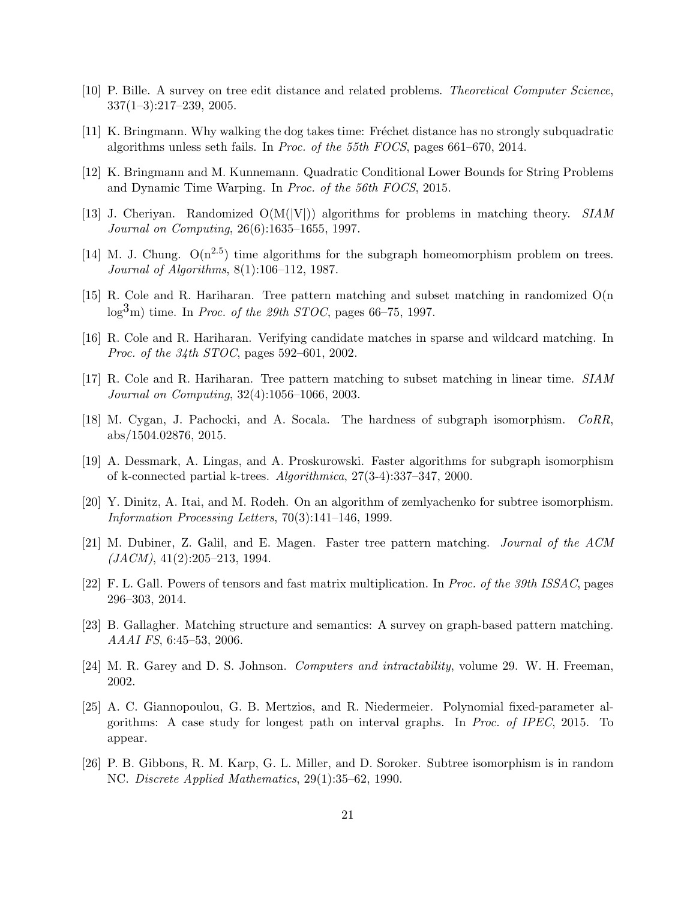[10] P. Bille. A survey on tree edit distance and related problems. *Theoretical Computer Science*, 337(1–3):217–239, 2005.

[11] K. Bringmann. Why walking the dog takes time: Fréchet distance has no strongly subquadratic algorithms unless seth fails. In *Proc. of the 55th FOCS*, pages 661–670, 2014.

[12] K. Bringmann and M. Kunnemann. Quadratic Conditional Lower Bounds for String Problems and Dynamic Time Warping. In *Proc. of the 56th FOCS*, 2015.

[13] J. Cheriyan. Randomized O(M(|V|)) algorithms for problems in matching theory. *SIAM Journal on Computing*, 26(6):1635–1655, 1997.

[14] M. J. Chung. $O(n^{2.5})$ time algorithms for the subgraph homeomorphism problem on trees. *Journal of Algorithms*, 8(1):106–112, 1987.

[15] R. Cole and R. Hariharan. Tree pattern matching and subset matching in randomized $O(n \log^3 m)$ time. In *Proc. of the 29th STOC*, pages 66–75, 1997.

[16] R. Cole and R. Hariharan. Verifying candidate matches in sparse and wildcard matching. In *Proc. of the 34th STOC*, pages 592–601, 2002.

[17] R. Cole and R. Hariharan. Tree pattern matching to subset matching in linear time. *SIAM Journal on Computing*, 32(4):1056–1066, 2003.

[18] M. Cygan, J. Pachocki, and A. Socala. The hardness of subgraph isomorphism. *CoRR*, abs/1504.02876, 2015.

[19] A. Dessmark, A. Lingas, and A. Proskurowski. Faster algorithms for subgraph isomorphism of k-connected partial k-trees. *Algorithmica*, 27(3-4):337–347, 2000.

[20] Y. Dinitz, A. Itai, and M. Rodeh. On an algorithm of zemlyachenko for subtree isomorphism. *Information Processing Letters*, 70(3):141–146, 1999.

[21] M. Dubiner, Z. Galil, and E. Magen. Faster tree pattern matching. *Journal of the ACM (JACM)*, 41(2):205–213, 1994.

[22] F. L. Gall. Powers of tensors and fast matrix multiplication. In *Proc. of the 39th ISSAC*, pages 296–303, 2014.

[23] B. Gallagher. Matching structure and semantics: A survey on graph-based pattern matching. *AAAI FS*, 6:45–53, 2006.

[24] M. R. Garey and D. S. Johnson. *Computers and intractability*, volume 29. W. H. Freeman, 2002.

[25] A. C. Giannopoulou, G. B. Mertzios, and R. Niedermeier. Polynomial fixed-parameter algorithms: A case study for longest path on interval graphs. In *Proc. of IPEC*, 2015. To appear.

[26] P. B. Gibbons, R. M. Karp, G. L. Miller, and D. Soroker. Subtree isomorphism is in random NC. *Discrete Applied Mathematics*, 29(1):35–62, 1990.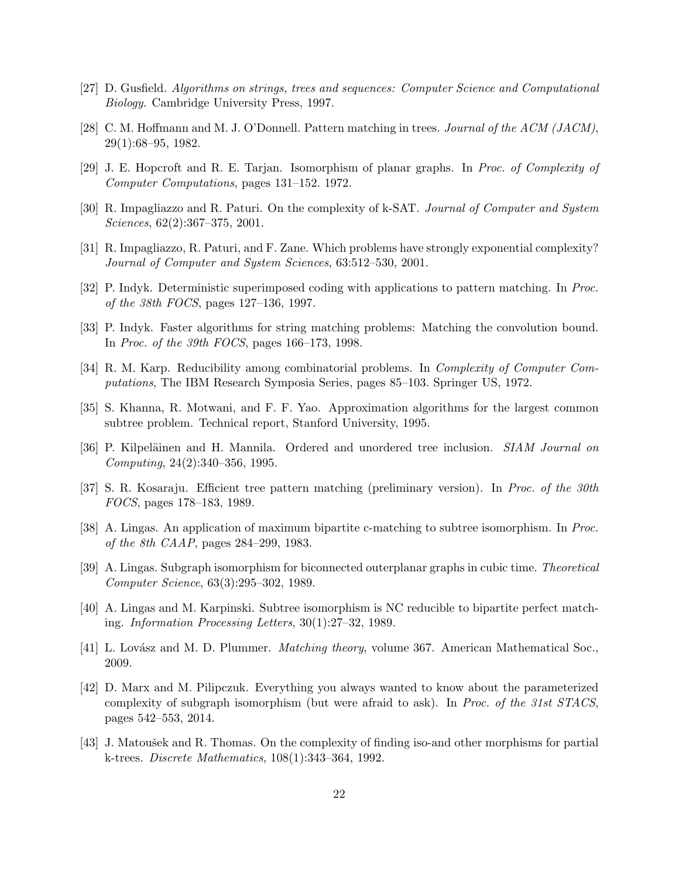[27] D. Gusfield. *Algorithms on strings, trees and sequences: Computer Science and Computational Biology*. Cambridge University Press, 1997.

[28] C. M. Hoffmann and M. J. O'Donnell. Pattern matching in trees. *Journal of the ACM (JACM)*, 29(1):68–95, 1982.

[29] J. E. Hopcroft and R. E. Tarjan. Isomorphism of planar graphs. In *Proc. of Complexity of Computer Computations*, pages 131–152. 1972.

[30] R. Impagliazzo and R. Paturi. On the complexity of k-SAT. *Journal of Computer and System Sciences*, 62(2):367–375, 2001.

[31] R. Impagliazzo, R. Paturi, and F. Zane. Which problems have strongly exponential complexity? *Journal of Computer and System Sciences*, 63:512–530, 2001.

[32] P. Indyk. Deterministic superimposed coding with applications to pattern matching. In *Proc. of the 38th FOCS*, pages 127–136, 1997.

[33] P. Indyk. Faster algorithms for string matching problems: Matching the convolution bound. In *Proc. of the 39th FOCS*, pages 166–173, 1998.

[34] R. M. Karp. Reducibility among combinatorial problems. In *Complexity of Computer Computations*, The IBM Research Symposia Series, pages 85–103. Springer US, 1972.

[35] S. Khanna, R. Motwani, and F. F. Yao. Approximation algorithms for the largest common subtree problem. Technical report, Stanford University, 1995.

[36] P. Kilpeläinen and H. Mannila. Ordered and unordered tree inclusion. *SIAM Journal on Computing*, 24(2):340–356, 1995.

[37] S. R. Kosaraju. Efficient tree pattern matching (preliminary version). In *Proc. of the 30th FOCS*, pages 178–183, 1989.

[38] A. Lingas. An application of maximum bipartite c-matching to subtree isomorphism. In *Proc. of the 8th CAAP*, pages 284–299, 1983.

[39] A. Lingas. Subgraph isomorphism for biconnected outerplanar graphs in cubic time. *Theoretical Computer Science*, 63(3):295–302, 1989.

[40] A. Lingas and M. Karpinski. Subtree isomorphism is NC reducible to bipartite perfect matching. *Information Processing Letters*, 30(1):27–32, 1989.

[41] L. Lovász and M. D. Plummer. *Matching theory*, volume 367. American Mathematical Soc., 2009.

[42] D. Marx and M. Pilipczuk. Everything you always wanted to know about the parameterized complexity of subgraph isomorphism (but were afraid to ask). In *Proc. of the 31st STACS*, pages 542–553, 2014.

[43] J. Matoušek and R. Thomas. On the complexity of finding iso-and other morphisms for partial k-trees. *Discrete Mathematics*, 108(1):343–364, 1992.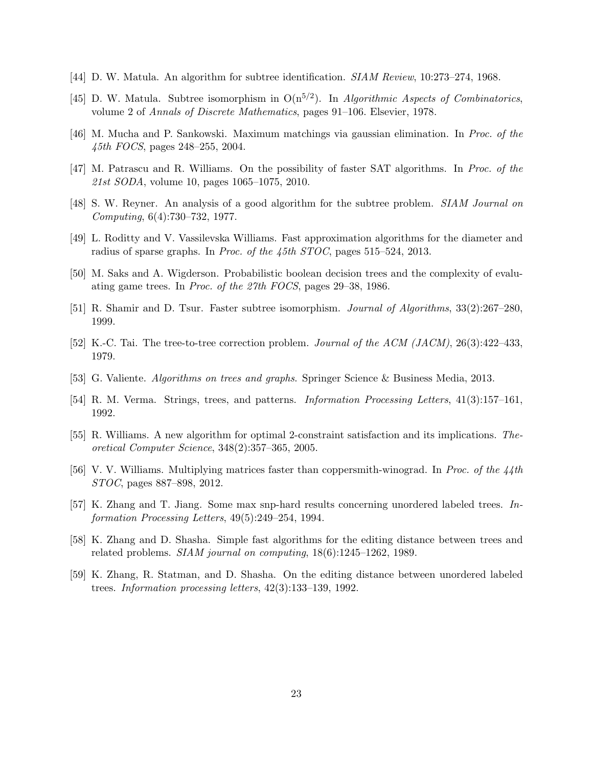[44] D. W. Matula. An algorithm for subtree identification. *SIAM Review*, 10:273–274, 1968.

[45] D. W. Matula. Subtree isomorphism in $O(n^{5/2})$. In *Algorithmic Aspects of Combinatorics*, volume 2 of *Annals of Discrete Mathematics*, pages 91–106. Elsevier, 1978.

[46] M. Mucha and P. Sankowski. Maximum matchings via gaussian elimination. In *Proc. of the 45th FOCS*, pages 248–255, 2004.

[47] M. Patrascu and R. Williams. On the possibility of faster SAT algorithms. In *Proc. of the 21st SODA*, volume 10, pages 1065–1075, 2010.

[48] S. W. Reyner. An analysis of a good algorithm for the subtree problem. *SIAM Journal on Computing*, 6(4):730–732, 1977.

[49] L. Roditty and V. Vassilevska Williams. Fast approximation algorithms for the diameter and radius of sparse graphs. In *Proc. of the 45th STOC*, pages 515–524, 2013.

[50] M. Saks and A. Wigderson. Probabilistic boolean decision trees and the complexity of evaluating game trees. In *Proc. of the 27th FOCS*, pages 29–38, 1986.

[51] R. Shamir and D. Tsur. Faster subtree isomorphism. *Journal of Algorithms*, 33(2):267–280, 1999.

[52] K.-C. Tai. The tree-to-tree correction problem. *Journal of the ACM (JACM)*, 26(3):422–433, 1979.

[53] G. Valiente. *Algorithms on trees and graphs*. Springer Science & Business Media, 2013.

[54] R. M. Verma. Strings, trees, and patterns. *Information Processing Letters*, 41(3):157–161, 1992.

[55] R. Williams. A new algorithm for optimal 2-constraint satisfaction and its implications. *Theoretical Computer Science*, 348(2):357–365, 2005.

[56] V. V. Williams. Multiplying matrices faster than coppersmith-winograd. In *Proc. of the 44th STOC*, pages 887–898, 2012.

[57] K. Zhang and T. Jiang. Some max snp-hard results concerning unordered labeled trees. *Information Processing Letters*, 49(5):249–254, 1994.

[58] K. Zhang and D. Shasha. Simple fast algorithms for the editing distance between trees and related problems. *SIAM journal on computing*, 18(6):1245–1262, 1989.

[59] K. Zhang, R. Statman, and D. Shasha. On the editing distance between unordered labeled trees. *Information processing letters*, 42(3):133–139, 1992.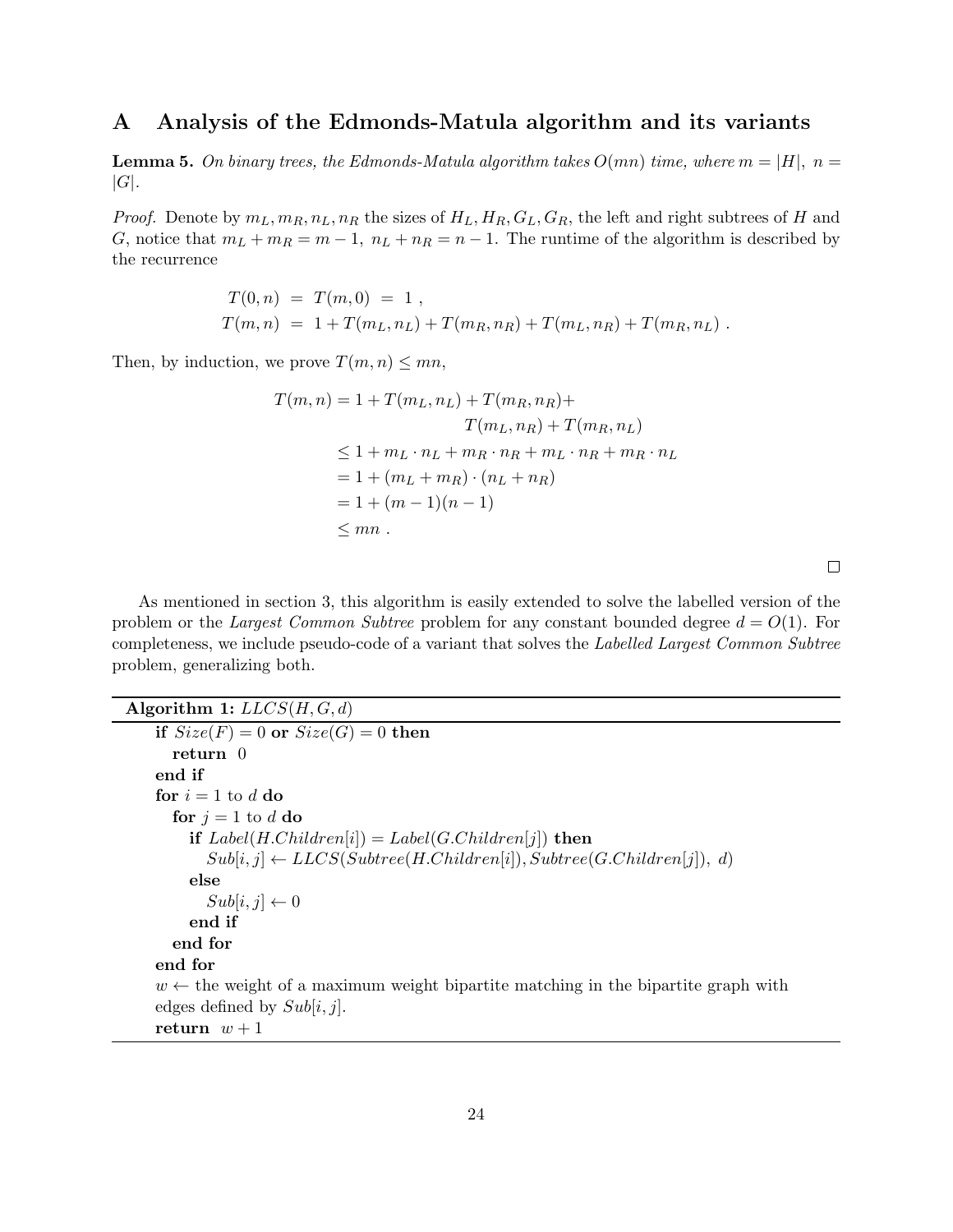## A Analysis of the Edmonds-Matula algorithm and its variants

**Lemma 5.** *On binary trees, the Edmonds-Matula algorithm takes $O(mn)$ time, where $m = |H|,\ n = |G|$.*

*Proof.* Denote by $m_L, m_R, n_L, n_R$ the sizes of $H_L, H_R, G_L, G_R$, the left and right subtrees of $H$ and $G$, notice that $m_L + m_R = m - 1,\ n_L + n_R = n - 1$. The runtime of the algorithm is described by the recurrence

$$
\begin{aligned}
T(0, n) &= T(m, 0) = 1 \ , \\
T(m, n) &= 1 + T(m_L, n_L) + T(m_R, n_R) + T(m_L, n_R) + T(m_R, n_L) \ .
\end{aligned}
$$

Then, by induction, we prove $T(m, n) \le mn$,

$$
\begin{aligned}
T(m, n) &= 1 + T(m_L, n_L) + T(m_R, n_R) + \\
&\qquad\qquad T(m_L, n_R) + T(m_R, n_L) \\
&\le 1 + m_L \cdot n_L + m_R \cdot n_R + m_L \cdot n_R + m_R \cdot n_L \\
&= 1 + (m_L + m_R) \cdot (n_L + n_R) \\
&= 1 + (m - 1)(n - 1) \\
&\le mn \ .
\end{aligned}
$$

□

As mentioned in section 3, this algorithm is easily extended to solve the labelled version of the problem or the *Largest Common Subtree* problem for any constant bounded degree $d = O(1)$. For completeness, we include pseudo-code of a variant that solves the *Labelled Largest Common Subtree* problem, generalizing both.

**Algorithm 1:** $LLCS(H, G, d)$

```
if Size(F) = 0 or Size(G) = 0 then
  return 0
end if
for i = 1 to d do
  for j = 1 to d do
    if Label(H.Children[i]) = Label(G.Children[j]) then
      Sub[i, j] ← LLCS(Subtree(H.Children[i]), Subtree(G.Children[j]), d)
    else
      Sub[i, j] ← 0
    end if
  end for
end for
w ← the weight of a maximum weight bipartite matching in the bipartite graph with
edges defined by Sub[i, j].
return w + 1
```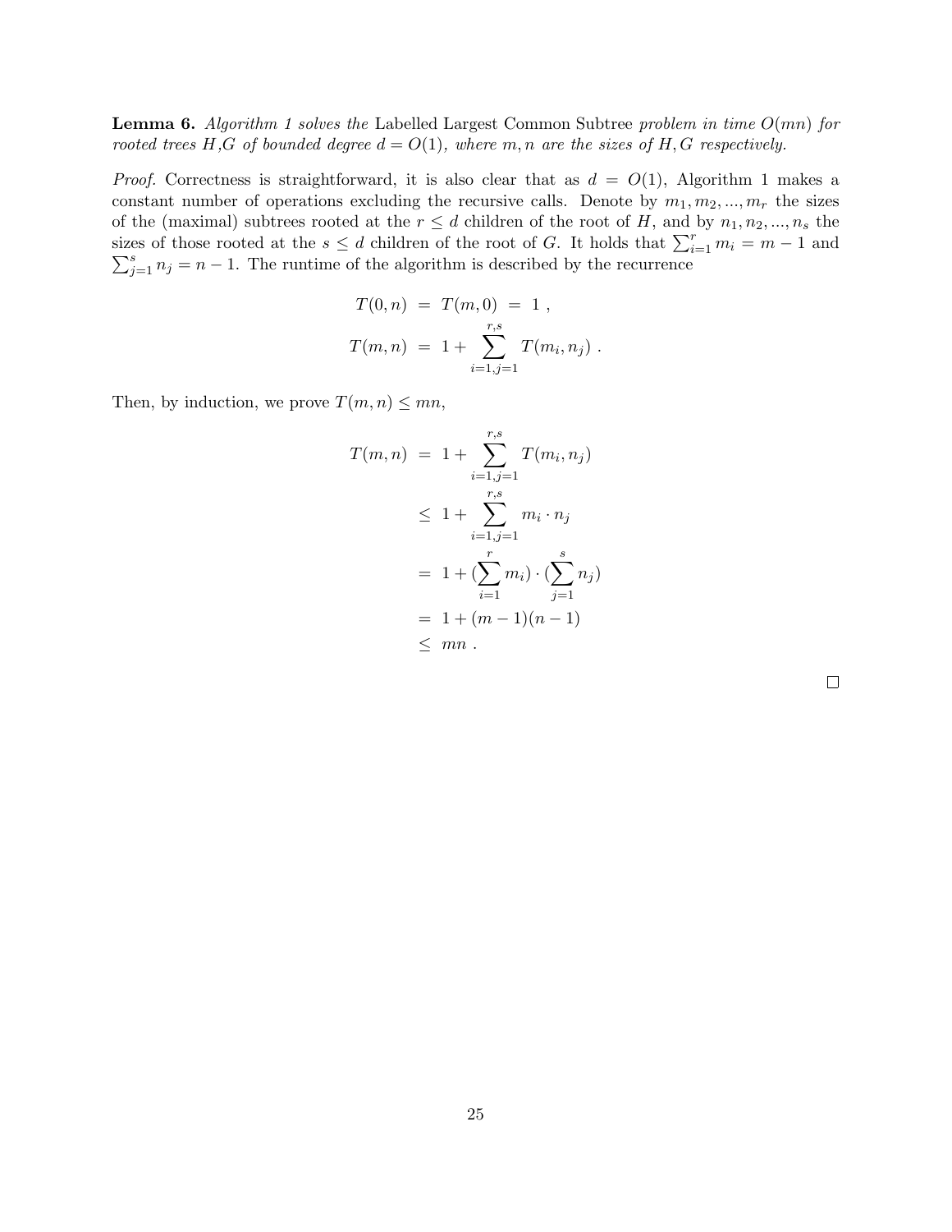**Lemma 6.** *Algorithm 1 solves the* Labelled Largest Common Subtree *problem in time $O(mn)$ for rooted trees $H$,$G$ of bounded degree $d = O(1)$, where $m, n$ are the sizes of $H, G$ respectively.*

*Proof.* Correctness is straightforward, it is also clear that as $d = O(1)$, Algorithm 1 makes a constant number of operations excluding the recursive calls. Denote by $m_1, m_2, ..., m_r$ the sizes of the (maximal) subtrees rooted at the $r \leq d$ children of the root of $H$, and by $n_1, n_2, ..., n_s$ the sizes of those rooted at the $s \leq d$ children of the root of $G$. It holds that $\sum_{i=1}^{r} m_i = m - 1$ and $\sum_{j=1}^{s} n_j = n - 1$. The runtime of the algorithm is described by the recurrence

$$
\begin{aligned}
T(0,n) &= T(m,0) = 1 , \\
T(m,n) &= 1 + \sum_{i=1,j=1}^{r,s} T(m_i, n_j) .
\end{aligned}
$$

Then, by induction, we prove $T(m,n) \leq mn$,

$$
\begin{aligned}
T(m,n) &= 1 + \sum_{i=1,j=1}^{r,s} T(m_i, n_j) \\
&\leq 1 + \sum_{i=1,j=1}^{r,s} m_i \cdot n_j \\
&= 1 + (\sum_{i=1}^{r} m_i) \cdot (\sum_{j=1}^{s} n_j) \\
&= 1 + (m-1)(n-1) \\
&\leq mn .
\end{aligned}
$$

□